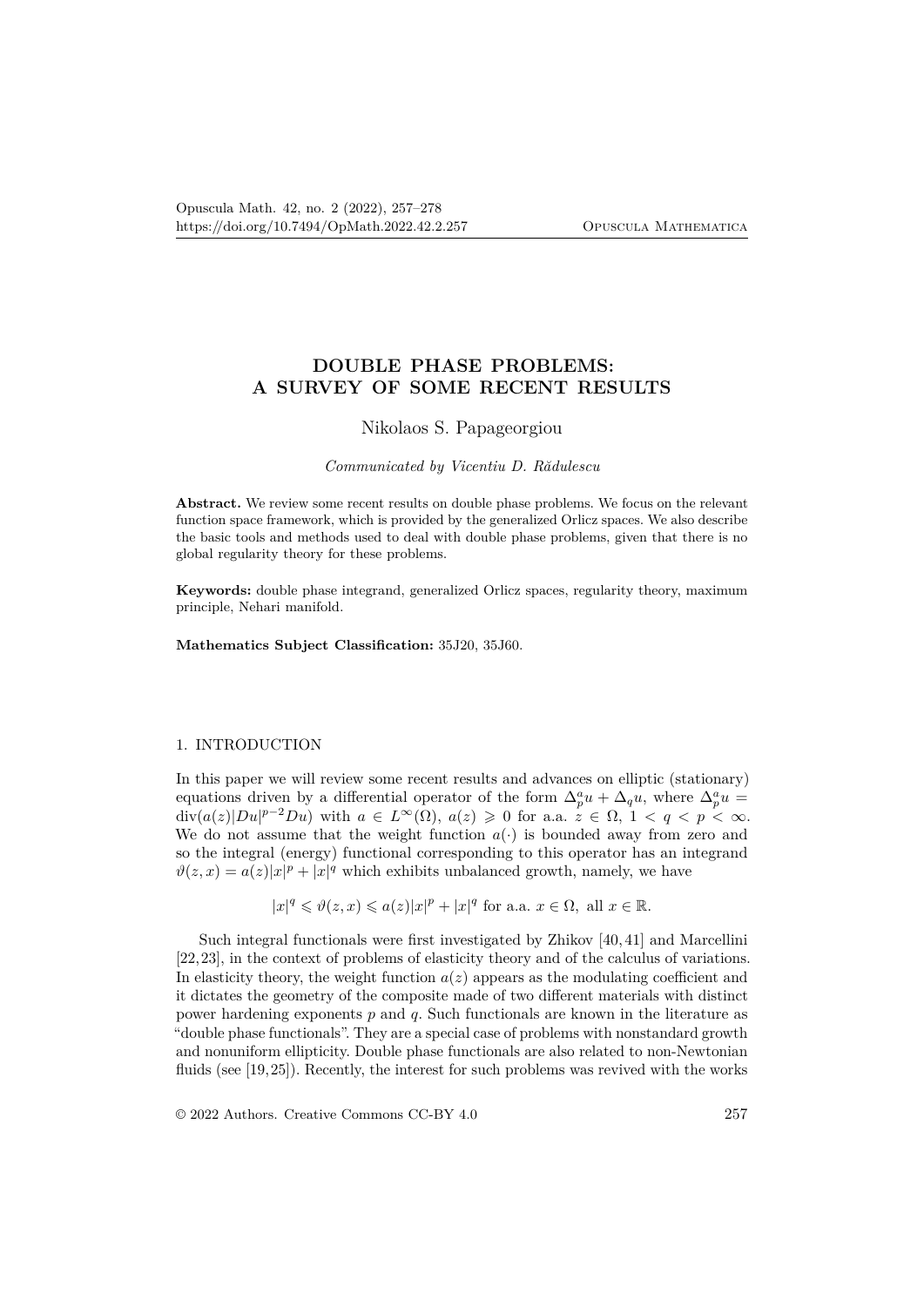# DOUBLE PHASE PROBLEMS: A SURVEY OF SOME RECENT RESULTS

Nikolaos S. Papageorgiou

*Communicated by Vicentiu D. Rădulescu*

**Abstract.** We review some recent results on double phase problems. We focus on the relevant function space framework, which is provided by the generalized Orlicz spaces. We also describe the basic tools and methods used to deal with double phase problems, given that there is no global regularity theory for these problems.

**Keywords:** double phase integrand, generalized Orlicz spaces, regularity theory, maximum principle, Nehari manifold.

**Mathematics Subject Classification:** 35J20, 35J60.

## 1. INTRODUCTION

In this paper we will review some recent results and advances on elliptic (stationary) equations driven by a differential operator of the form $\Delta_p^a u + \Delta_q u$, where $\Delta_p^a u = \operatorname{div}(a(z)|Du|^{p-2}Du)$ with $a \in L^\infty(\Omega)$, $a(z) \geqslant 0$ for a.a. $z \in \Omega$, $1 < q < p < \infty$. We do not assume that the weight function $a(\cdot)$ is bounded away from zero and so the integral (energy) functional corresponding to this operator has an integrand $\vartheta(z,x) = a(z)|x|^p + |x|^q$ which exhibits unbalanced growth, namely, we have

$$|x|^q \leqslant \vartheta(z,x) \leqslant a(z)|x|^p + |x|^q \text{ for a.a. } x \in \Omega, \text{ all } x \in \mathbb{R}.$$

Such integral functionals were first investigated by Zhikov [40,41] and Marcellini [22,23], in the context of problems of elasticity theory and of the calculus of variations. In elasticity theory, the weight function $a(z)$ appears as the modulating coefficient and it dictates the geometry of the composite made of two different materials with distinct power hardening exponents $p$ and $q$. Such functionals are known in the literature as "double phase functionals". They are a special case of problems with nonstandard growth and nonuniform ellipticity. Double phase functionals are also related to non-Newtonian fluids (see [19,25]). Recently, the interest for such problems was revived with the works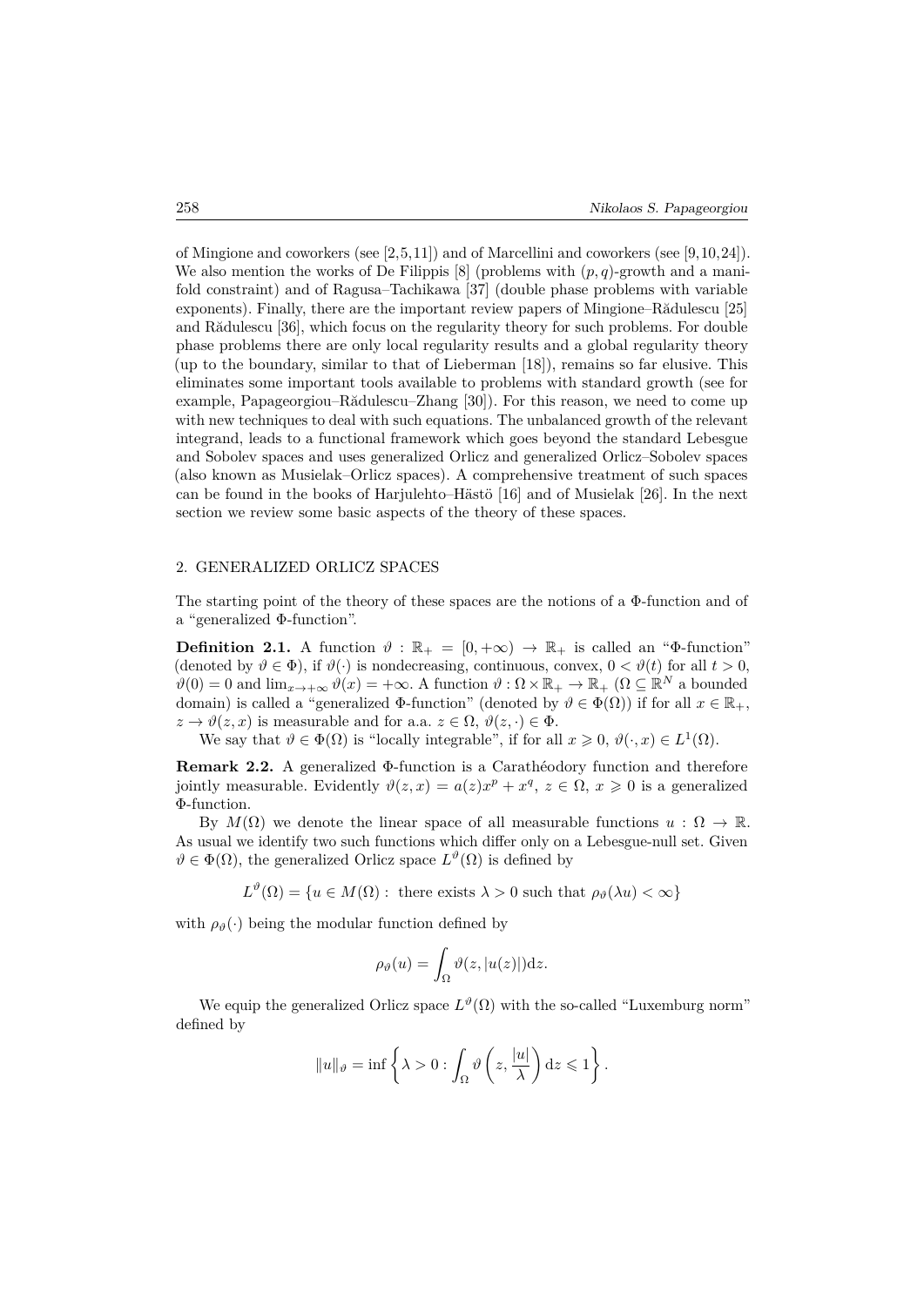of Mingione and coworkers (see [2,5,11]) and of Marcellini and coworkers (see [9,10,24]). We also mention the works of De Filippis [8] (problems with $(p,q)$-growth and a manifold constraint) and of Ragusa–Tachikawa [37] (double phase problems with variable exponents). Finally, there are the important review papers of Mingione–Rădulescu [25] and Rădulescu [36], which focus on the regularity theory for such problems. For double phase problems there are only local regularity results and a global regularity theory (up to the boundary, similar to that of Lieberman [18]), remains so far elusive. This eliminates some important tools available to problems with standard growth (see for example, Papageorgiou–Rădulescu–Zhang [30]). For this reason, we need to come up with new techniques to deal with such equations. The unbalanced growth of the relevant integrand, leads to a functional framework which goes beyond the standard Lebesgue and Sobolev spaces and uses generalized Orlicz and generalized Orlicz–Sobolev spaces (also known as Musielak–Orlicz spaces). A comprehensive treatment of such spaces can be found in the books of Harjulehto–Hästö [16] and of Musielak [26]. In the next section we review some basic aspects of the theory of these spaces.

## 2. GENERALIZED ORLICZ SPACES

The starting point of the theory of these spaces are the notions of a Φ-function and of a "generalized Φ-function".

**Definition 2.1.** A function $\vartheta : \mathbb{R}_+ = [0, +\infty) \to \mathbb{R}_+$ is called an "Φ-function" (denoted by $\vartheta \in \Phi$), if $\vartheta(\cdot)$ is nondecreasing, continuous, convex, $0 < \vartheta(t)$ for all $t > 0$, $\vartheta(0) = 0$ and $\lim_{x\to+\infty} \vartheta(x) = +\infty$. A function $\vartheta : \Omega \times \mathbb{R}_+ \to \mathbb{R}_+$ ($\Omega \subseteq \mathbb{R}^N$ a bounded domain) is called a "generalized Φ-function" (denoted by $\vartheta \in \Phi(\Omega)$) if for all $x \in \mathbb{R}_+$, $z \to \vartheta(z, x)$ is measurable and for a.a. $z \in \Omega$, $\vartheta(z, \cdot) \in \Phi$.

We say that $\vartheta \in \Phi(\Omega)$ is "locally integrable", if for all $x \geqslant 0$, $\vartheta(\cdot, x) \in L^1(\Omega)$.

**Remark 2.2.** A generalized Φ-function is a Carathéodory function and therefore jointly measurable. Evidently $\vartheta(z, x) = a(z)x^p + x^q$, $z \in \Omega$, $x \geqslant 0$ is a generalized Φ-function.

By $M(\Omega)$ we denote the linear space of all measurable functions $u : \Omega \to \mathbb{R}$. As usual we identify two such functions which differ only on a Lebesgue-null set. Given $\vartheta \in \Phi(\Omega)$, the generalized Orlicz space $L^\vartheta(\Omega)$ is defined by

$$L^\vartheta(\Omega) = \{u \in M(\Omega) : \text{ there exists } \lambda > 0 \text{ such that } \rho_\vartheta(\lambda u) < \infty\}$$

with $\rho_\vartheta(\cdot)$ being the modular function defined by

$$\rho_\vartheta(u) = \int_\Omega \vartheta(z, |u(z)|)\mathrm{d}z.$$

We equip the generalized Orlicz space $L^\vartheta(\Omega)$ with the so-called "Luxemburg norm" defined by

$$\|u\|_\vartheta = \inf\left\{\lambda > 0 : \int_\Omega \vartheta\left(z, \frac{|u|}{\lambda}\right)\mathrm{d}z \leqslant 1\right\}.$$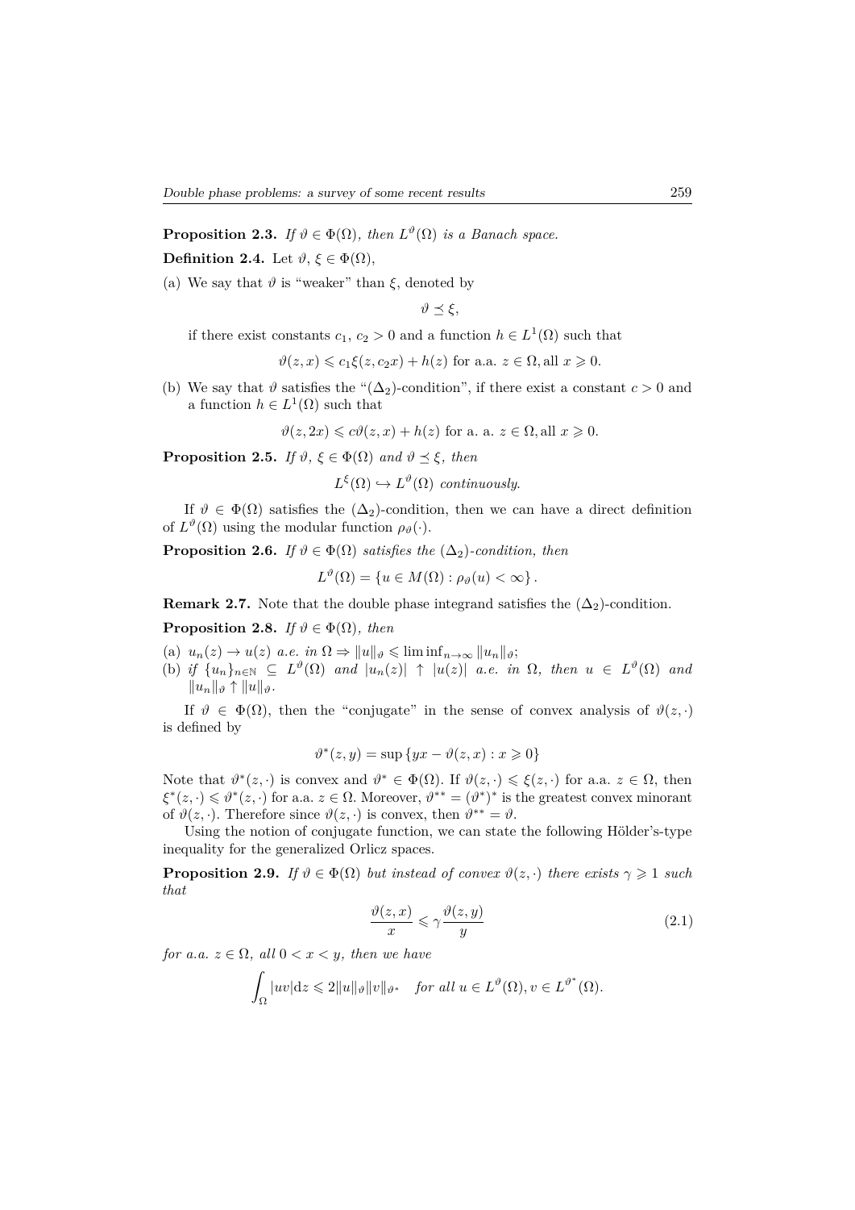**Proposition 2.3.** *If $\vartheta \in \Phi(\Omega)$, then $L^{\vartheta}(\Omega)$ is a Banach space.*

**Definition 2.4.** Let $\vartheta$, $\xi \in \Phi(\Omega)$,

(a) We say that $\vartheta$ is "weaker" than $\xi$, denoted by

$$\vartheta \preceq \xi,$$

if there exist constants $c_1$, $c_2 > 0$ and a function $h \in L^1(\Omega)$ such that

$$\vartheta(z,x) \leqslant c_1 \xi(z, c_2 x) + h(z) \text{ for a.a. } z \in \Omega, \text{all } x \geqslant 0.$$

(b) We say that $\vartheta$ satisfies the "$(\Delta_2)$-condition", if there exist a constant $c > 0$ and a function $h \in L^1(\Omega)$ such that

$$\vartheta(z, 2x) \leqslant c\vartheta(z,x) + h(z) \text{ for a. a. } z \in \Omega, \text{all } x \geqslant 0.$$

**Proposition 2.5.** *If $\vartheta$, $\xi \in \Phi(\Omega)$ and $\vartheta \preceq \xi$, then*

$$L^{\xi}(\Omega) \hookrightarrow L^{\vartheta}(\Omega) \textit{ continuously.}$$

If $\vartheta \in \Phi(\Omega)$ satisfies the $(\Delta_2)$-condition, then we can have a direct definition of $L^{\vartheta}(\Omega)$ using the modular function $\rho_{\vartheta}(\cdot)$.

**Proposition 2.6.** *If $\vartheta \in \Phi(\Omega)$ satisfies the $(\Delta_2)$-condition, then*

$$L^{\vartheta}(\Omega) = \{u \in M(\Omega) : \rho_{\vartheta}(u) < \infty\}.$$

**Remark 2.7.** Note that the double phase integrand satisfies the $(\Delta_2)$-condition.

**Proposition 2.8.** *If $\vartheta \in \Phi(\Omega)$, then*

(a) *$u_n(z) \to u(z)$ a.e. in $\Omega \Rightarrow \|u\|_{\vartheta} \leqslant \liminf_{n\to\infty} \|u_n\|_{\vartheta}$;*
(b) *if $\{u_n\}_{n\in\mathbb{N}} \subseteq L^{\vartheta}(\Omega)$ and $|u_n(z)| \uparrow |u(z)|$ a.e. in $\Omega$, then $u \in L^{\vartheta}(\Omega)$ and $\|u_n\|_{\vartheta} \uparrow \|u\|_{\vartheta}$.*

If $\vartheta \in \Phi(\Omega)$, then the "conjugate" in the sense of convex analysis of $\vartheta(z,\cdot)$ is defined by

$$\vartheta^*(z,y) = \sup\{yx - \vartheta(z,x) : x \geqslant 0\}$$

Note that $\vartheta^*(z,\cdot)$ is convex and $\vartheta^* \in \Phi(\Omega)$. If $\vartheta(z,\cdot) \leqslant \xi(z,\cdot)$ for a.a. $z \in \Omega$, then $\xi^*(z,\cdot) \leqslant \vartheta^*(z,\cdot)$ for a.a. $z \in \Omega$. Moreover, $\vartheta^{**} = (\vartheta^*)^*$ is the greatest convex minorant of $\vartheta(z,\cdot)$. Therefore since $\vartheta(z,\cdot)$ is convex, then $\vartheta^{**} = \vartheta$.

Using the notion of conjugate function, we can state the following Hölder's-type inequality for the generalized Orlicz spaces.

**Proposition 2.9.** *If $\vartheta \in \Phi(\Omega)$ but instead of convex $\vartheta(z,\cdot)$ there exists $\gamma \geqslant 1$ such that*

$$\frac{\vartheta(z,x)}{x} \leqslant \gamma \frac{\vartheta(z,y)}{y} \tag{2.1}$$

*for a.a. $z \in \Omega$, all $0 < x < y$, then we have*

$$\int_{\Omega} |uv| \mathrm{d}z \leqslant 2\|u\|_{\vartheta}\|v\|_{\vartheta^*} \quad \textit{for all } u \in L^{\vartheta}(\Omega), v \in L^{\vartheta^*}(\Omega).$$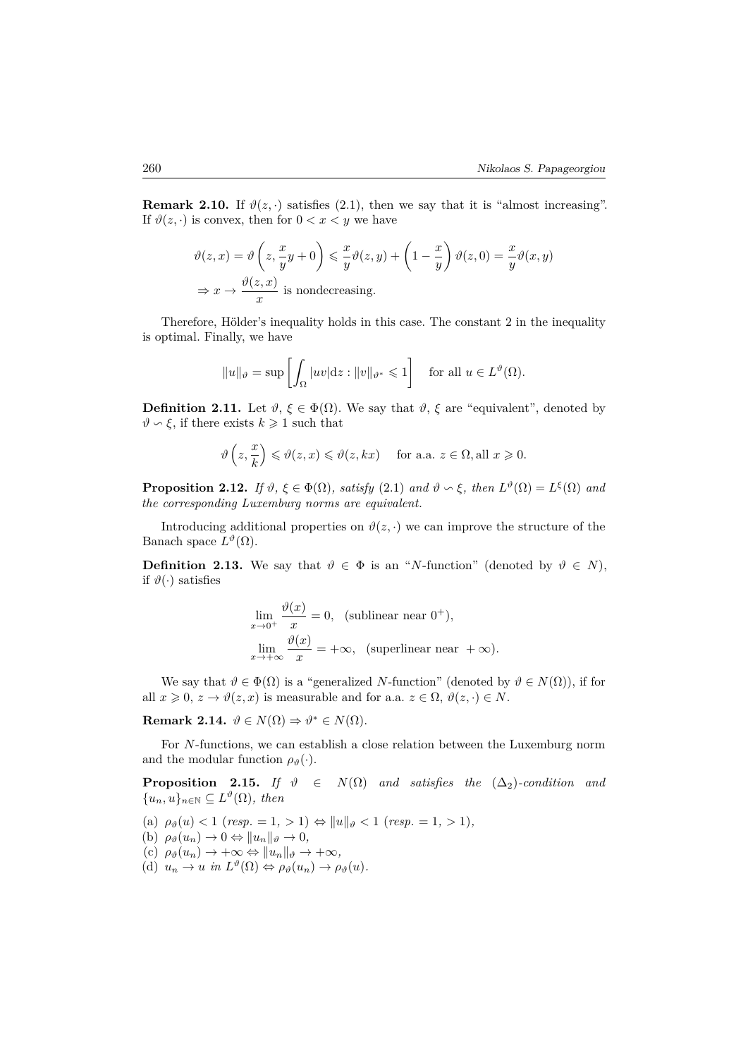**Remark 2.10.** If $\vartheta(z,\cdot)$ satisfies (2.1), then we say that it is "almost increasing". If $\vartheta(z,\cdot)$ is convex, then for $0 < x < y$ we have

$$\vartheta(z,x) = \vartheta\left(z, \frac{x}{y}y + 0\right) \leqslant \frac{x}{y}\vartheta(z,y) + \left(1 - \frac{x}{y}\right)\vartheta(z,0) = \frac{x}{y}\vartheta(x,y)$$

$$\Rightarrow x \to \frac{\vartheta(z,x)}{x} \text{ is nondecreasing.}$$

Therefore, Hölder's inequality holds in this case. The constant 2 in the inequality is optimal. Finally, we have

$$\|u\|_\vartheta = \sup\left[\int_\Omega |uv|\mathrm{d}z : \|v\|_{\vartheta^*} \leqslant 1\right] \quad \text{for all } u \in L^\vartheta(\Omega).$$

**Definition 2.11.** Let $\vartheta$, $\xi \in \Phi(\Omega)$. We say that $\vartheta$, $\xi$ are "equivalent", denoted by $\vartheta \backsim \xi$, if there exists $k \geqslant 1$ such that

$$\vartheta\left(z, \frac{x}{k}\right) \leqslant \vartheta(z,x) \leqslant \vartheta(z,kx) \quad \text{for a.a. } z \in \Omega, \text{all } x \geqslant 0.$$

**Proposition 2.12.** *If $\vartheta$, $\xi \in \Phi(\Omega)$, satisfy* (2.1) *and $\vartheta \backsim \xi$, then $L^\vartheta(\Omega) = L^\xi(\Omega)$ and the corresponding Luxemburg norms are equivalent.*

Introducing additional properties on $\vartheta(z,\cdot)$ we can improve the structure of the Banach space $L^\vartheta(\Omega)$.

**Definition 2.13.** We say that $\vartheta \in \Phi$ is an "$N$-function" (denoted by $\vartheta \in N$), if $\vartheta(\cdot)$ satisfies

$$\lim_{x\to 0^+} \frac{\vartheta(x)}{x} = 0, \quad \text{(sublinear near } 0^+\text{)},$$

$$\lim_{x\to +\infty} \frac{\vartheta(x)}{x} = +\infty, \quad \text{(superlinear near } +\infty\text{)}.$$

We say that $\vartheta \in \Phi(\Omega)$ is a "generalized $N$-function" (denoted by $\vartheta \in N(\Omega)$), if for all $x \geqslant 0$, $z \to \vartheta(z,x)$ is measurable and for a.a. $z \in \Omega$, $\vartheta(z,\cdot) \in N$.

**Remark 2.14.** $\vartheta \in N(\Omega) \Rightarrow \vartheta^* \in N(\Omega)$.

For $N$-functions, we can establish a close relation between the Luxemburg norm and the modular function $\rho_\vartheta(\cdot)$.

**Proposition 2.15.** *If $\vartheta \in N(\Omega)$ and satisfies the $(\Delta_2)$-condition and $\{u_n, u\}_{n\in\mathbb{N}} \subseteq L^\vartheta(\Omega)$, then*

(a) $\rho_\vartheta(u) < 1$ (*resp.* $= 1$, $> 1$) $\Leftrightarrow \|u\|_\vartheta < 1$ (*resp.* $= 1$, $> 1$),
(b) $\rho_\vartheta(u_n) \to 0 \Leftrightarrow \|u_n\|_\vartheta \to 0$,
(c) $\rho_\vartheta(u_n) \to +\infty \Leftrightarrow \|u_n\|_\vartheta \to +\infty$,
(d) $u_n \to u$ *in* $L^\vartheta(\Omega) \Leftrightarrow \rho_\vartheta(u_n) \to \rho_\vartheta(u)$.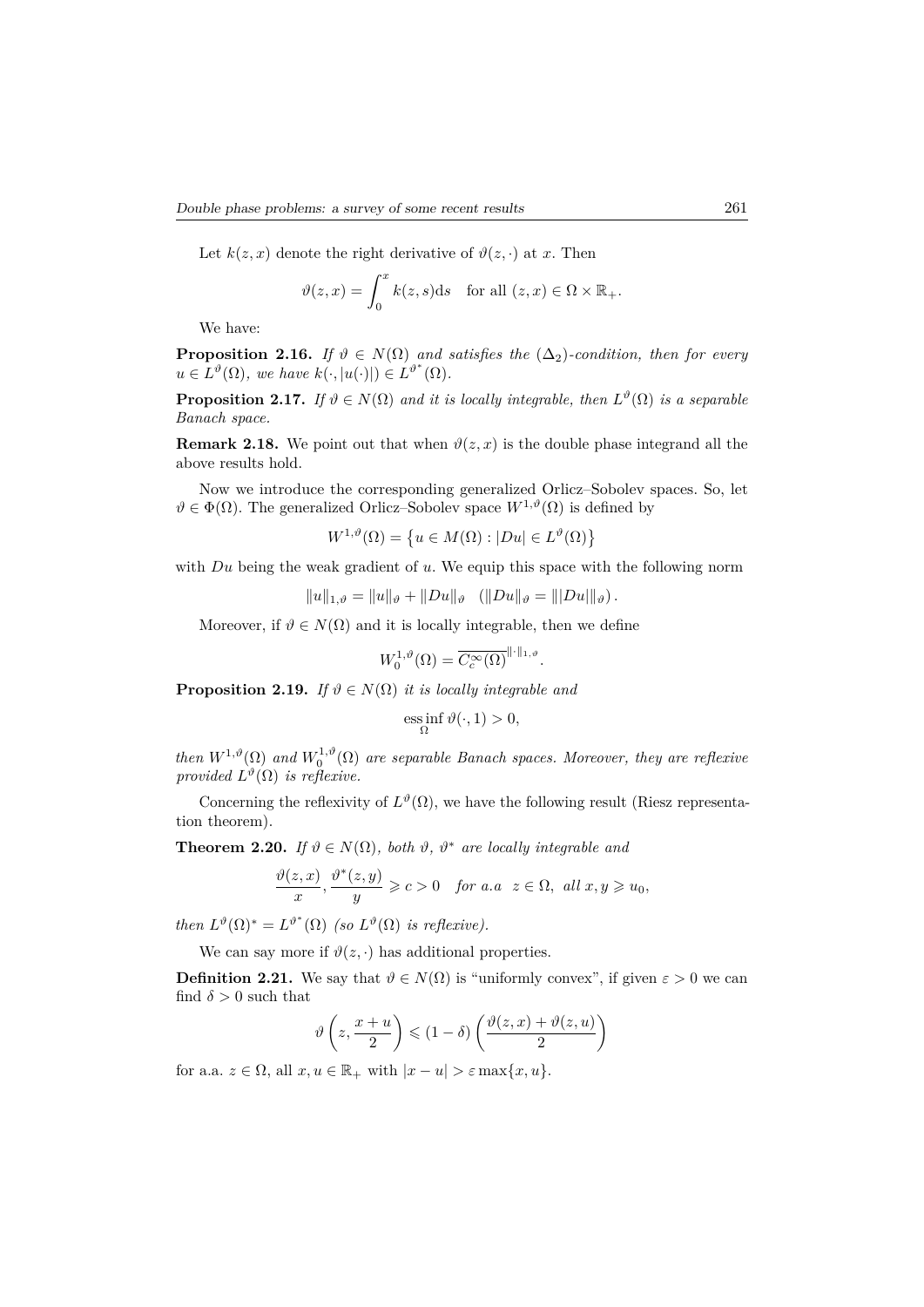Let $k(z,x)$ denote the right derivative of $\vartheta(z,\cdot)$ at $x$. Then

$$\vartheta(z,x) = \int_0^x k(z,s)\mathrm{d}s \quad \text{for all } (z,x) \in \Omega \times \mathbb{R}_+.$$

We have:

**Proposition 2.16.** *If $\vartheta \in N(\Omega)$ and satisfies the $(\Delta_2)$-condition, then for every $u \in L^{\vartheta}(\Omega)$, we have $k(\cdot, |u(\cdot)|) \in L^{\vartheta^*}(\Omega)$.*

**Proposition 2.17.** *If $\vartheta \in N(\Omega)$ and it is locally integrable, then $L^{\vartheta}(\Omega)$ is a separable Banach space.*

**Remark 2.18.** We point out that when $\vartheta(z,x)$ is the double phase integrand all the above results hold.

Now we introduce the corresponding generalized Orlicz–Sobolev spaces. So, let $\vartheta \in \Phi(\Omega)$. The generalized Orlicz–Sobolev space $W^{1,\vartheta}(\Omega)$ is defined by

$$W^{1,\vartheta}(\Omega) = \left\{ u \in M(\Omega) : |Du| \in L^{\vartheta}(\Omega) \right\}$$

with $Du$ being the weak gradient of $u$. We equip this space with the following norm

$$\|u\|_{1,\vartheta} = \|u\|_{\vartheta} + \|Du\|_{\vartheta} \quad \left(\|Du\|_{\vartheta} = \||Du|\|_{\vartheta}\right).$$

Moreover, if $\vartheta \in N(\Omega)$ and it is locally integrable, then we define

$$W_0^{1,\vartheta}(\Omega) = \overline{C_c^{\infty}(\Omega)}^{\|\cdot\|_{1,\vartheta}}.$$

**Proposition 2.19.** *If $\vartheta \in N(\Omega)$ it is locally integrable and*

$$\operatorname*{ess\,inf}_{\Omega} \vartheta(\cdot, 1) > 0,$$

*then $W^{1,\vartheta}(\Omega)$ and $W_0^{1,\vartheta}(\Omega)$ are separable Banach spaces. Moreover, they are reflexive provided $L^{\vartheta}(\Omega)$ is reflexive.*

Concerning the reflexivity of $L^{\vartheta}(\Omega)$, we have the following result (Riesz representation theorem).

**Theorem 2.20.** *If $\vartheta \in N(\Omega)$, both $\vartheta$, $\vartheta^*$ are locally integrable and*

$$\frac{\vartheta(z,x)}{x}, \frac{\vartheta^*(z,y)}{y} \geqslant c > 0 \quad \text{for a.a } \ z \in \Omega, \ \text{all } x, y \geqslant u_0,$$

*then $L^{\vartheta}(\Omega)^* = L^{\vartheta^*}(\Omega)$ (so $L^{\vartheta}(\Omega)$ is reflexive).*

We can say more if $\vartheta(z,\cdot)$ has additional properties.

**Definition 2.21.** We say that $\vartheta \in N(\Omega)$ is "uniformly convex", if given $\varepsilon > 0$ we can find $\delta > 0$ such that

$$\vartheta\left(z, \frac{x+u}{2}\right) \leqslant (1-\delta)\left(\frac{\vartheta(z,x) + \vartheta(z,u)}{2}\right)$$

for a.a. $z \in \Omega$, all $x, u \in \mathbb{R}_+$ with $|x-u| > \varepsilon \max\{x,u\}$.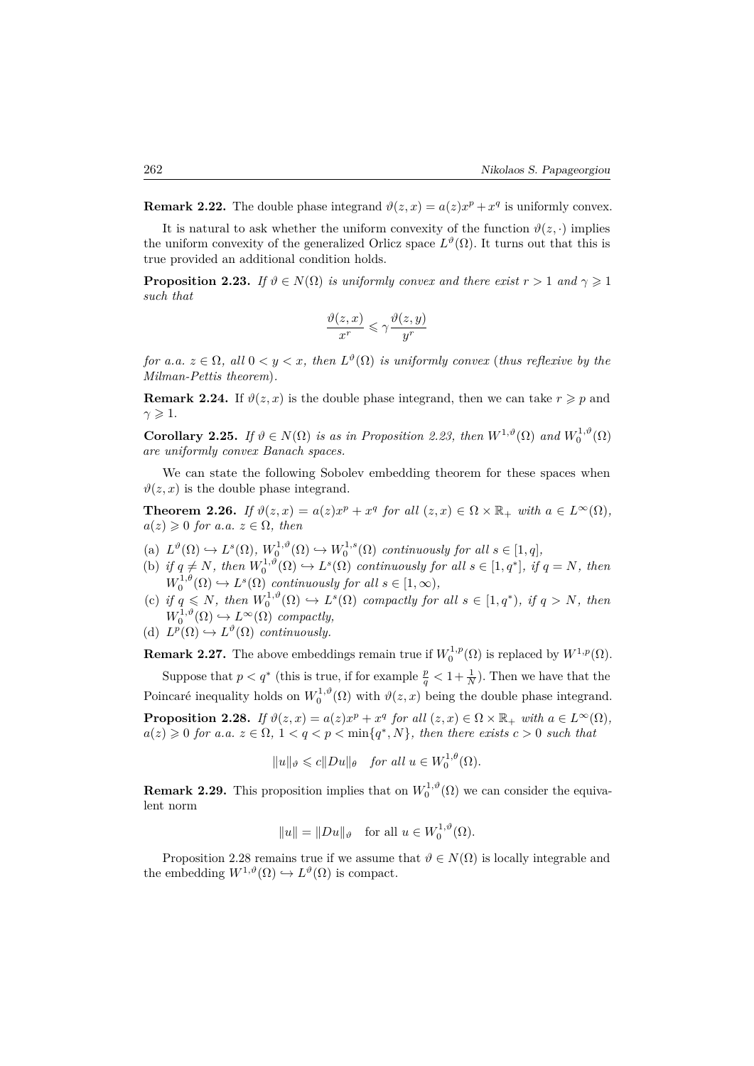**Remark 2.22.** The double phase integrand $\vartheta(z,x) = a(z)x^p + x^q$ is uniformly convex.

It is natural to ask whether the uniform convexity of the function $\vartheta(z,\cdot)$ implies the uniform convexity of the generalized Orlicz space $L^\vartheta(\Omega)$. It turns out that this is true provided an additional condition holds.

**Proposition 2.23.** *If $\vartheta \in N(\Omega)$ is uniformly convex and there exist $r > 1$ and $\gamma \geqslant 1$ such that*

$$\frac{\vartheta(z,x)}{x^r} \leqslant \gamma \frac{\vartheta(z,y)}{y^r}$$

*for a.a. $z \in \Omega$, all $0 < y < x$, then $L^\vartheta(\Omega)$ is uniformly convex (thus reflexive by the Milman-Pettis theorem).*

**Remark 2.24.** If $\vartheta(z,x)$ is the double phase integrand, then we can take $r \geqslant p$ and $\gamma \geqslant 1$.

**Corollary 2.25.** *If $\vartheta \in N(\Omega)$ is as in Proposition 2.23, then $W^{1,\vartheta}(\Omega)$ and $W_0^{1,\vartheta}(\Omega)$ are uniformly convex Banach spaces.*

We can state the following Sobolev embedding theorem for these spaces when $\vartheta(z,x)$ is the double phase integrand.

**Theorem 2.26.** *If $\vartheta(z,x) = a(z)x^p + x^q$ for all $(z,x) \in \Omega \times \mathbb{R}_+$ with $a \in L^\infty(\Omega)$, $a(z) \geqslant 0$ for a.a. $z \in \Omega$, then*

(a) *$L^\vartheta(\Omega) \hookrightarrow L^s(\Omega)$, $W_0^{1,\vartheta}(\Omega) \hookrightarrow W_0^{1,s}(\Omega)$ continuously for all $s \in [1,q]$,*
(b) *if $q \neq N$, then $W_0^{1,\vartheta}(\Omega) \hookrightarrow L^s(\Omega)$ continuously for all $s \in [1,q^*]$, if $q = N$, then $W_0^{1,\theta}(\Omega) \hookrightarrow L^s(\Omega)$ continuously for all $s \in [1,\infty)$,*
(c) *if $q \leqslant N$, then $W_0^{1,\vartheta}(\Omega) \hookrightarrow L^s(\Omega)$ compactly for all $s \in [1,q^*)$, if $q > N$, then $W_0^{1,\vartheta}(\Omega) \hookrightarrow L^\infty(\Omega)$ compactly,*
(d) *$L^p(\Omega) \hookrightarrow L^\vartheta(\Omega)$ continuously.*

**Remark 2.27.** The above embeddings remain true if $W_0^{1,p}(\Omega)$ is replaced by $W^{1,p}(\Omega)$.

Suppose that $p < q^*$ (this is true, if for example $\frac{p}{q} < 1 + \frac{1}{N}$). Then we have that the Poincaré inequality holds on $W_0^{1,\vartheta}(\Omega)$ with $\vartheta(z,x)$ being the double phase integrand.

**Proposition 2.28.** *If $\vartheta(z,x) = a(z)x^p + x^q$ for all $(z,x) \in \Omega \times \mathbb{R}_+$ with $a \in L^\infty(\Omega)$, $a(z) \geqslant 0$ for a.a. $z \in \Omega$, $1 < q < p < \min\{q^*, N\}$, then there exists $c > 0$ such that*

$$\|u\|_\vartheta \leqslant c\|Du\|_\theta \quad \text{for all } u \in W_0^{1,\theta}(\Omega).$$

**Remark 2.29.** This proposition implies that on $W_0^{1,\vartheta}(\Omega)$ we can consider the equivalent norm

$$\|u\| = \|Du\|_\vartheta \quad \text{for all } u \in W_0^{1,\vartheta}(\Omega).$$

Proposition 2.28 remains true if we assume that $\vartheta \in N(\Omega)$ is locally integrable and the embedding $W^{1,\vartheta}(\Omega) \hookrightarrow L^\vartheta(\Omega)$ is compact.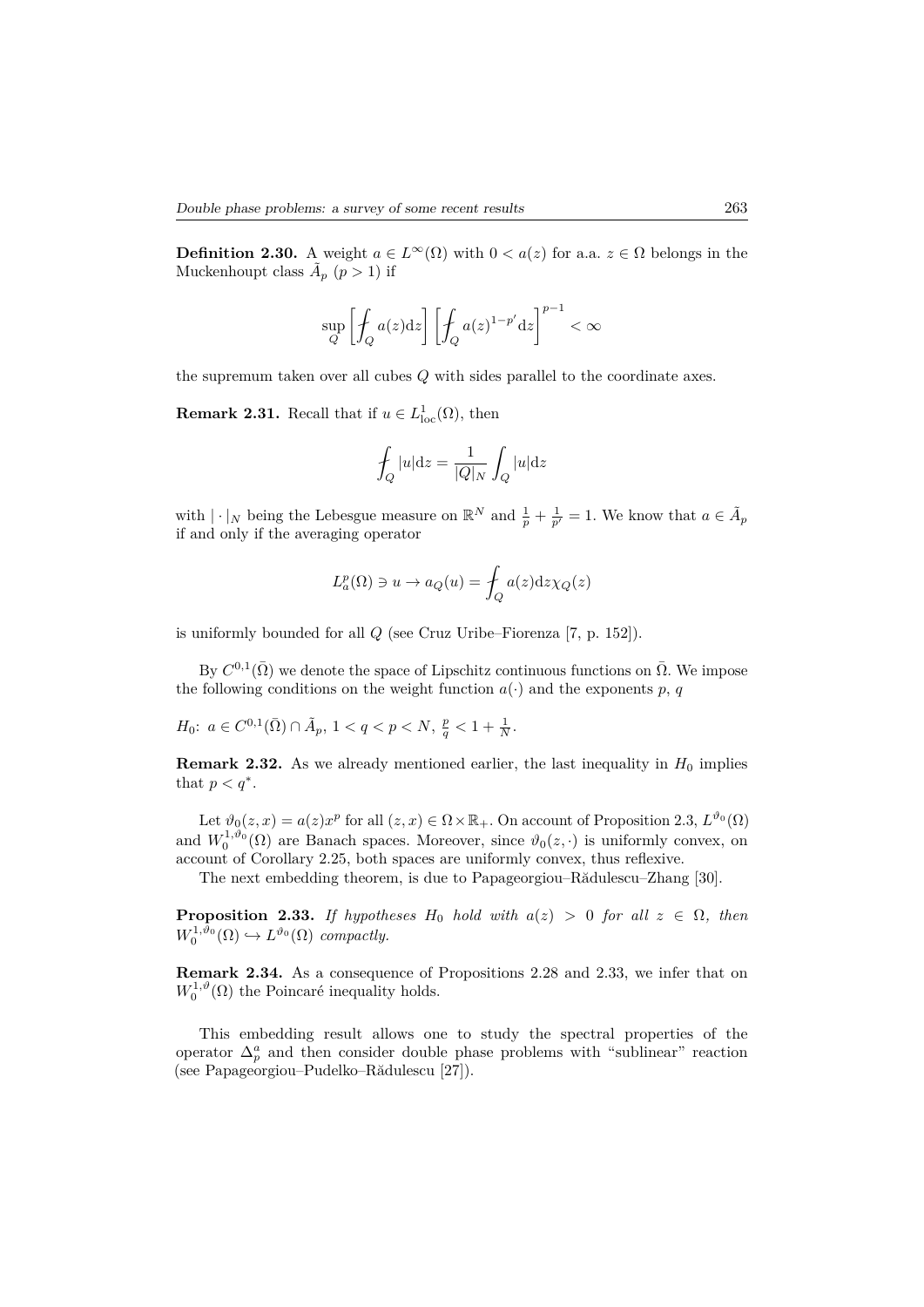**Definition 2.30.** A weight $a \in L^\infty(\Omega)$ with $0 < a(z)$ for a.a. $z \in \Omega$ belongs in the Muckenhoupt class $\tilde{A}_p$ $(p > 1)$ if

$$\sup_Q \left[ \fint_Q a(z) \mathrm{d}z \right] \left[ \fint_Q a(z)^{1-p'} \mathrm{d}z \right]^{p-1} < \infty$$

the supremum taken over all cubes $Q$ with sides parallel to the coordinate axes.

**Remark 2.31.** Recall that if $u \in L^1_{\mathrm{loc}}(\Omega)$, then

$$\fint_Q |u| \mathrm{d}z = \frac{1}{|Q|_N} \int_Q |u| \mathrm{d}z$$

with $|\cdot|_N$ being the Lebesgue measure on $\mathbb{R}^N$ and $\frac{1}{p} + \frac{1}{p'} = 1$. We know that $a \in \tilde{A}_p$ if and only if the averaging operator

$$L^p_a(\Omega) \ni u \to a_Q(u) = \fint_Q a(z) \mathrm{d}z \chi_Q(z)$$

is uniformly bounded for all $Q$ (see Cruz Uribe–Fiorenza [7, p. 152]).

By $C^{0,1}(\bar{\Omega})$ we denote the space of Lipschitz continuous functions on $\bar{\Omega}$. We impose the following conditions on the weight function $a(\cdot)$ and the exponents $p$, $q$

$H_0$: $a \in C^{0,1}(\bar{\Omega}) \cap \tilde{A}_p$, $1 < q < p < N$, $\frac{p}{q} < 1 + \frac{1}{N}$.

**Remark 2.32.** As we already mentioned earlier, the last inequality in $H_0$ implies that $p < q^*$.

Let $\vartheta_0(z,x) = a(z)x^p$ for all $(z,x) \in \Omega \times \mathbb{R}_+$. On account of Proposition 2.3, $L^{\vartheta_0}(\Omega)$ and $W_0^{1,\vartheta_0}(\Omega)$ are Banach spaces. Moreover, since $\vartheta_0(z,\cdot)$ is uniformly convex, on account of Corollary 2.25, both spaces are uniformly convex, thus reflexive.

The next embedding theorem, is due to Papageorgiou–Rădulescu–Zhang [30].

**Proposition 2.33.** *If hypotheses $H_0$ hold with $a(z) > 0$ for all $z \in \Omega$, then $W_0^{1,\vartheta_0}(\Omega) \hookrightarrow L^{\vartheta_0}(\Omega)$ compactly.*

**Remark 2.34.** As a consequence of Propositions 2.28 and 2.33, we infer that on $W_0^{1,\vartheta}(\Omega)$ the Poincaré inequality holds.

This embedding result allows one to study the spectral properties of the operator $\Delta_p^a$ and then consider double phase problems with "sublinear" reaction (see Papageorgiou–Pudelko–Rădulescu [27]).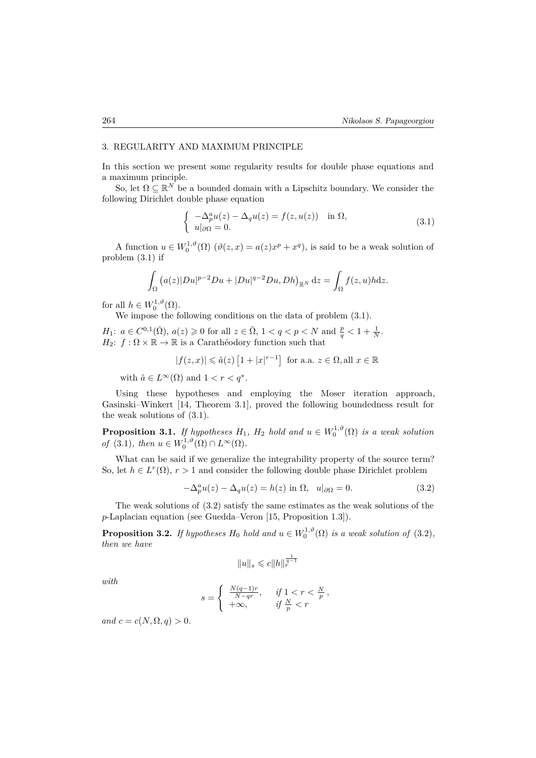## 3. REGULARITY AND MAXIMUM PRINCIPLE

In this section we present some regularity results for double phase equations and a maximum principle.

So, let $\Omega \subseteq \mathbb{R}^N$ be a bounded domain with a Lipschitz boundary. We consider the following Dirichlet double phase equation

$$\left\{ \begin{array}{ll} -\Delta_p^a u(z) - \Delta_q u(z) = f(z, u(z)) & \text{in } \Omega, \\ u|_{\partial\Omega} = 0. \end{array} \right. \tag{3.1}$$

A function $u \in W_0^{1,\vartheta}(\Omega)$ ($\vartheta(z,x) = a(z)x^p + x^q$), is said to be a weak solution of problem (3.1) if

$$\int_\Omega \big(a(z)|Du|^{p-2}Du + |Du|^{q-2}Du, Dh\big)_{\mathbb{R}^N} \, \mathrm{d}z = \int_\Omega f(z,u)h \mathrm{d}z.$$

for all $h \in W_0^{1,\vartheta}(\Omega)$.

We impose the following conditions on the data of problem (3.1).

$H_1$: $a \in C^{0,1}(\bar{\Omega})$, $a(z) \geqslant 0$ for all $z \in \bar{\Omega}$, $1 < q < p < N$ and $\frac{p}{q} < 1 + \frac{1}{N}$.
$H_2$: $f : \Omega \times \mathbb{R} \to \mathbb{R}$ is a Carathéodory function such that

$$|f(z,x)| \leqslant \hat{a}(z)\left[1 + |x|^{r-1}\right] \text{ for a.a. } z \in \Omega, \text{all } x \in \mathbb{R}$$

with $\hat{a} \in L^\infty(\Omega)$ and $1 < r < q^*$.

Using these hypotheses and employing the Moser iteration approach, Gasinski–Winkert [14, Theorem 3.1], proved the following boundedness result for the weak solutions of (3.1).

**Proposition 3.1.** *If hypotheses $H_1$, $H_2$ hold and $u \in W_0^{1,\vartheta}(\Omega)$ is a weak solution of* (3.1)*, then $u \in W_0^{1,\vartheta}(\Omega) \cap L^\infty(\Omega)$.*

What can be said if we generalize the integrability property of the source term? So, let $h \in L^r(\Omega)$, $r > 1$ and consider the following double phase Dirichlet problem

$$-\Delta_p^a u(z) - \Delta_q u(z) = h(z) \text{ in } \Omega, \quad u|_{\partial\Omega} = 0. \tag{3.2}$$

The weak solutions of (3.2) satisfy the same estimates as the weak solutions of the $p$-Laplacian equation (see Guedda–Veron [15, Proposition 1.3]).

**Proposition 3.2.** *If hypotheses $H_0$ hold and $u \in W_0^{1,\vartheta}(\Omega)$ is a weak solution of* (3.2)*, then we have*

$$\|u\|_s \leqslant c\|h\|_r^{\frac{1}{q-1}}$$

*with*

$$s = \left\{ \begin{array}{ll} \frac{N(q-1)r}{N-qr}, & \text{if } 1 < r < \frac{N}{p}, \\ +\infty, & \text{if } \frac{N}{p} < r \end{array} \right.$$

*and $c = c(N, \Omega, q) > 0$.*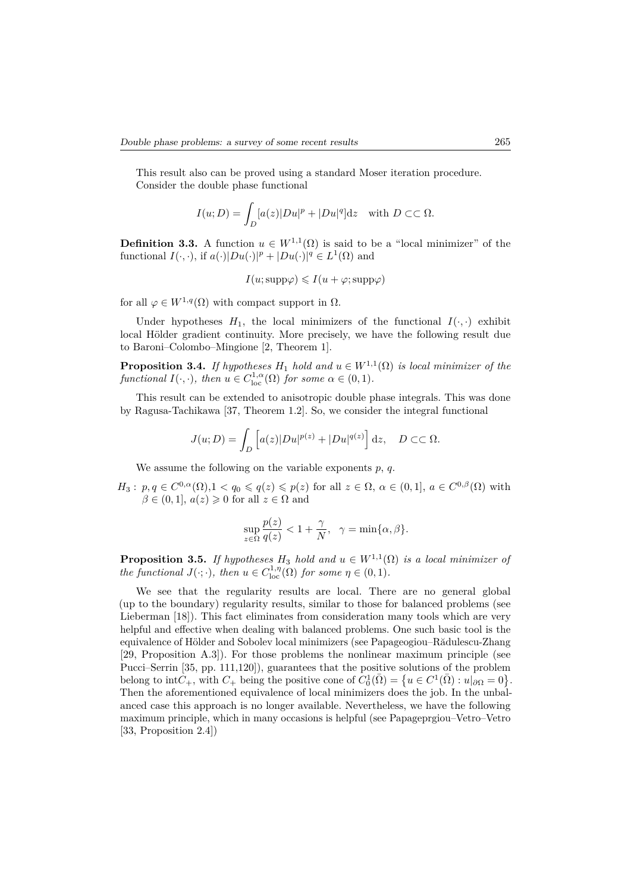This result also can be proved using a standard Moser iteration procedure.

Consider the double phase functional

$$I(u;D) = \int_D [a(z)|Du|^p + |Du|^q] \mathrm{d}z \quad \text{with } D \subset\subset \Omega.$$

**Definition 3.3.** A function $u \in W^{1,1}(\Omega)$ is said to be a "local minimizer" of the functional $I(\cdot,\cdot)$, if $a(\cdot)|Du(\cdot)|^p + |Du(\cdot)|^q \in L^1(\Omega)$ and

$$I(u;\mathrm{supp}\varphi) \leqslant I(u+\varphi;\mathrm{supp}\varphi)$$

for all $\varphi \in W^{1,q}(\Omega)$ with compact support in $\Omega$.

Under hypotheses $H_1$, the local minimizers of the functional $I(\cdot,\cdot)$ exhibit local Hölder gradient continuity. More precisely, we have the following result due to Baroni–Colombo–Mingione [2, Theorem 1].

**Proposition 3.4.** *If hypotheses $H_1$ hold and $u \in W^{1,1}(\Omega)$ is local minimizer of the functional $I(\cdot,\cdot)$, then $u \in C^{1,\alpha}_{\mathrm{loc}}(\Omega)$ for some $\alpha \in (0,1)$.*

This result can be extended to anisotropic double phase integrals. This was done by Ragusa-Tachikawa [37, Theorem 1.2]. So, we consider the integral functional

$$J(u;D) = \int_D \left[a(z)|Du|^{p(z)} + |Du|^{q(z)}\right] \mathrm{d}z, \quad D \subset\subset \Omega.$$

We assume the following on the variable exponents $p$, $q$.

$H_3$ : $p, q \in C^{0,\alpha}(\Omega)$, $1 < q_0 \leqslant q(z) \leqslant p(z)$ for all $z \in \Omega$, $\alpha \in (0,1]$, $a \in C^{0,\beta}(\Omega)$ with $\beta \in (0,1]$, $a(z) \geqslant 0$ for all $z \in \Omega$ and

$$\sup_{z\in\Omega} \frac{p(z)}{q(z)} < 1 + \frac{\gamma}{N}, \quad \gamma = \min\{\alpha,\beta\}.$$

**Proposition 3.5.** *If hypotheses $H_3$ hold and $u \in W^{1,1}(\Omega)$ is a local minimizer of the functional $J(\cdot;\cdot)$, then $u \in C^{1,\eta}_{\mathrm{loc}}(\Omega)$ for some $\eta \in (0,1)$.*

We see that the regularity results are local. There are no general global (up to the boundary) regularity results, similar to those for balanced problems (see Lieberman [18]). This fact eliminates from consideration many tools which are very helpful and effective when dealing with balanced problems. One such basic tool is the equivalence of Hölder and Sobolev local minimizers (see Papageogiou–Rădulescu-Zhang [29, Proposition A.3]). For those problems the nonlinear maximum principle (see Pucci–Serrin [35, pp. 111,120]), guarantees that the positive solutions of the problem belong to $\mathrm{int}C_+$, with $C_+$ being the positive cone of $C_0^1(\bar{\Omega}) = \{u \in C^1(\bar{\Omega}) : u|_{\partial\Omega} = 0\}$. Then the aforementioned equivalence of local minimizers does the job. In the unbalanced case this approach is no longer available. Nevertheless, we have the following maximum principle, which in many occasions is helpful (see Papageprgiou–Vetro–Vetro [33, Proposition 2.4])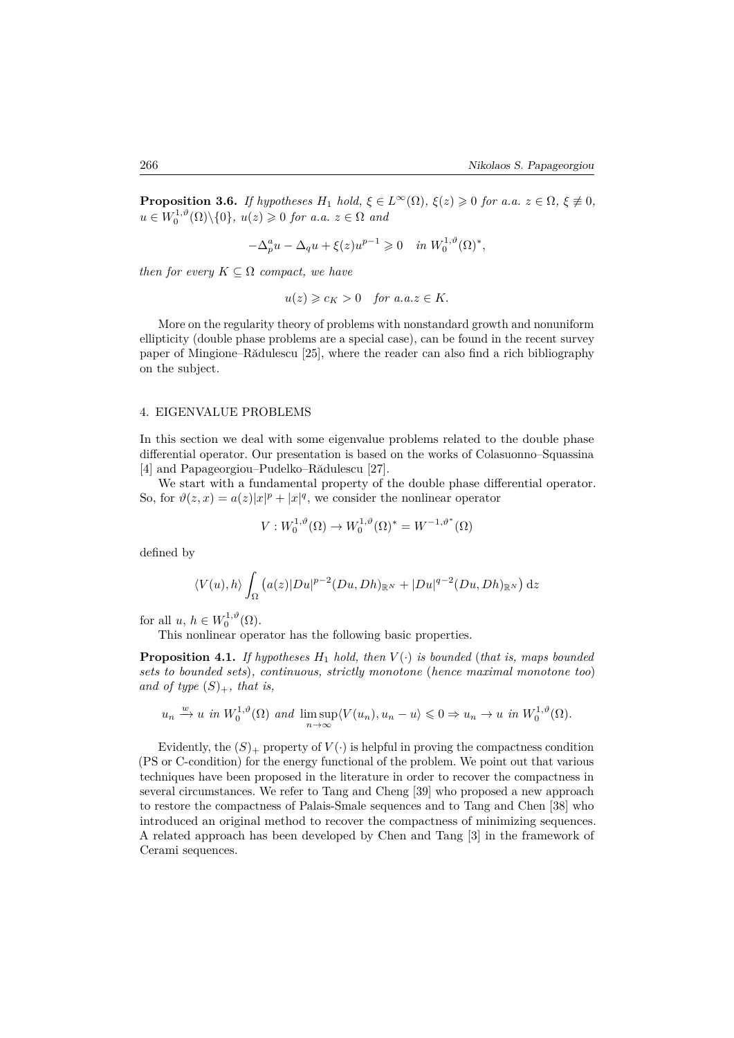**Proposition 3.6.** *If hypotheses $H_1$ hold, $\xi \in L^\infty(\Omega)$, $\xi(z) \geqslant 0$ for a.a. $z \in \Omega$, $\xi \not\equiv 0$, $u \in W_0^{1,\vartheta}(\Omega)\backslash\{0\}$, $u(z) \geqslant 0$ for a.a. $z \in \Omega$ and*

$$-\Delta_p^a u - \Delta_q u + \xi(z)u^{p-1} \geqslant 0 \quad \textit{in } W_0^{1,\vartheta}(\Omega)^*,$$

*then for every $K \subseteq \Omega$ compact, we have*

$$u(z) \geqslant c_K > 0 \quad \textit{for a.a.} z \in K.$$

More on the regularity theory of problems with nonstandard growth and nonuniform ellipticity (double phase problems are a special case), can be found in the recent survey paper of Mingione–Rădulescu [25], where the reader can also find a rich bibliography on the subject.

## 4. EIGENVALUE PROBLEMS

In this section we deal with some eigenvalue problems related to the double phase differential operator. Our presentation is based on the works of Colasuonno–Squassina [4] and Papageorgiou–Pudelko–Rădulescu [27].

We start with a fundamental property of the double phase differential operator. So, for $\vartheta(z,x) = a(z)|x|^p + |x|^q$, we consider the nonlinear operator

$$V : W_0^{1,\vartheta}(\Omega) \to W_0^{1,\vartheta}(\Omega)^* = W^{-1,\vartheta^*}(\Omega)$$

defined by

$$\langle V(u), h\rangle \int_\Omega \left(a(z)|Du|^{p-2}(Du, Dh)_{\mathbb{R}^N} + |Du|^{q-2}(Du, Dh)_{\mathbb{R}^N}\right) \mathrm{d}z$$

for all $u$, $h \in W_0^{1,\vartheta}(\Omega)$.

This nonlinear operator has the following basic properties.

**Proposition 4.1.** *If hypotheses $H_1$ hold, then $V(\cdot)$ is bounded (that is, maps bounded sets to bounded sets), continuous, strictly monotone (hence maximal monotone too) and of type $(S)_+$, that is,*

$$u_n \xrightarrow{w} u \textit{ in } W_0^{1,\vartheta}(\Omega) \textit{ and } \limsup_{n\to\infty}\langle V(u_n), u_n - u\rangle \leqslant 0 \Rightarrow u_n \to u \textit{ in } W_0^{1,\vartheta}(\Omega).$$

Evidently, the $(S)_+$ property of $V(\cdot)$ is helpful in proving the compactness condition (PS or C-condition) for the energy functional of the problem. We point out that various techniques have been proposed in the literature in order to recover the compactness in several circumstances. We refer to Tang and Cheng [39] who proposed a new approach to restore the compactness of Palais-Smale sequences and to Tang and Chen [38] who introduced an original method to recover the compactness of minimizing sequences. A related approach has been developed by Chen and Tang [3] in the framework of Cerami sequences.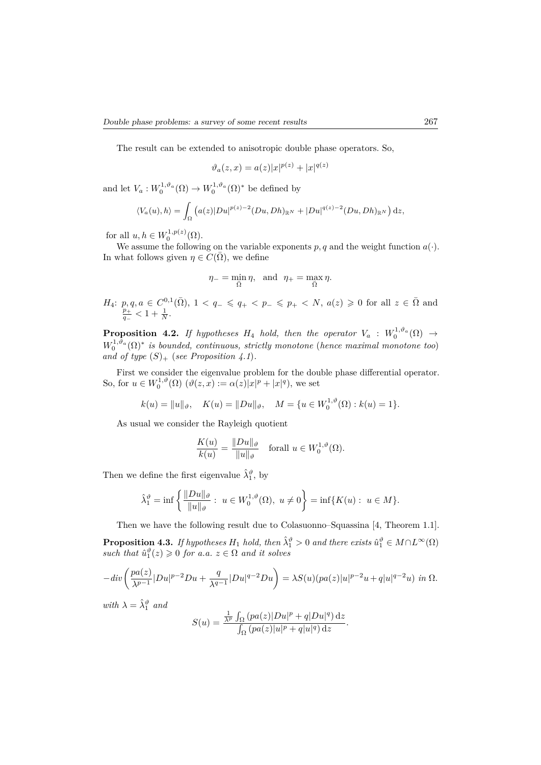The result can be extended to anisotropic double phase operators. So,

$$\vartheta_a(z,x) = a(z)|x|^{p(z)} + |x|^{q(z)}$$

and let $V_a : W_0^{1,\vartheta_a}(\Omega) \to W_0^{1,\vartheta_a}(\Omega)^*$ be defined by

$$\langle V_a(u), h\rangle = \int_\Omega \left( a(z)|Du|^{p(z)-2}(Du, Dh)_{\mathbb{R}^N} + |Du|^{q(z)-2}(Du, Dh)_{\mathbb{R}^N} \right) \mathrm{d}z,$$

for all $u, h \in W_0^{1,p(z)}(\Omega)$.

We assume the following on the variable exponents $p, q$ and the weight function $a(\cdot)$. In what follows given $\eta \in C(\bar{\Omega})$, we define

$$\eta_- = \min_{\bar{\Omega}} \eta, \quad \text{and} \quad \eta_+ = \max_{\bar{\Omega}} \eta.$$

$H_4$: $p, q, a \in C^{0,1}(\bar{\Omega})$, $1 < q_- \leqslant q_+ < p_- \leqslant p_+ < N$, $a(z) \geqslant 0$ for all $z \in \bar{\Omega}$ and $\frac{p_+}{q_-} < 1 + \frac{1}{N}$.

**Proposition 4.2.** *If hypotheses $H_4$ hold, then the operator $V_a : W_0^{1,\vartheta_a}(\Omega) \to W_0^{1,\vartheta_a}(\Omega)^*$ is bounded, continuous, strictly monotone (hence maximal monotone too) and of type $(S)_+$ (see Proposition 4.1).*

First we consider the eigenvalue problem for the double phase differential operator. So, for $u \in W_0^{1,\vartheta}(\Omega)$ ($\vartheta(z,x) := \alpha(z)|x|^p + |x|^q$), we set

$$k(u) = \|u\|_\vartheta, \quad K(u) = \|Du\|_\vartheta, \quad M = \{u \in W_0^{1,\vartheta}(\Omega) : k(u) = 1\}.$$

As usual we consider the Rayleigh quotient

$$\frac{K(u)}{k(u)} = \frac{\|Du\|_\vartheta}{\|u\|_\vartheta} \quad \text{forall } u \in W_0^{1,\vartheta}(\Omega).$$

Then we define the first eigenvalue $\hat{\lambda}_1^\vartheta$, by

$$\hat{\lambda}_1^\vartheta = \inf\left\{ \frac{\|Du\|_\vartheta}{\|u\|_\vartheta} : \; u \in W_0^{1,\vartheta}(\Omega), \; u \neq 0 \right\} = \inf\{K(u) : \; u \in M\}.$$

Then we have the following result due to Colasuonno–Squassina [4, Theorem 1.1].

**Proposition 4.3.** *If hypotheses $H_1$ hold, then $\hat{\lambda}_1^\vartheta > 0$ and there exists $\hat{u}_1^\vartheta \in M \cap L^\infty(\Omega)$ such that $\hat{u}_1^\vartheta(z) \geqslant 0$ for a.a. $z \in \Omega$ and it solves*

$$-div\left( \frac{pa(z)}{\lambda^{p-1}}|Du|^{p-2}Du + \frac{q}{\lambda^{q-1}}|Du|^{q-2}Du \right) = \lambda S(u)(pa(z)|u|^{p-2}u + q|u|^{q-2}u) \; in \; \Omega.$$

*with $\lambda = \hat{\lambda}_1^\vartheta$ and*

$$S(u) = \frac{\frac{1}{\lambda^p}\int_\Omega (pa(z)|Du|^p + q|Du|^q)\, \mathrm{d}z}{\int_\Omega (pa(z)|u|^p + q|u|^q)\, \mathrm{d}z}.$$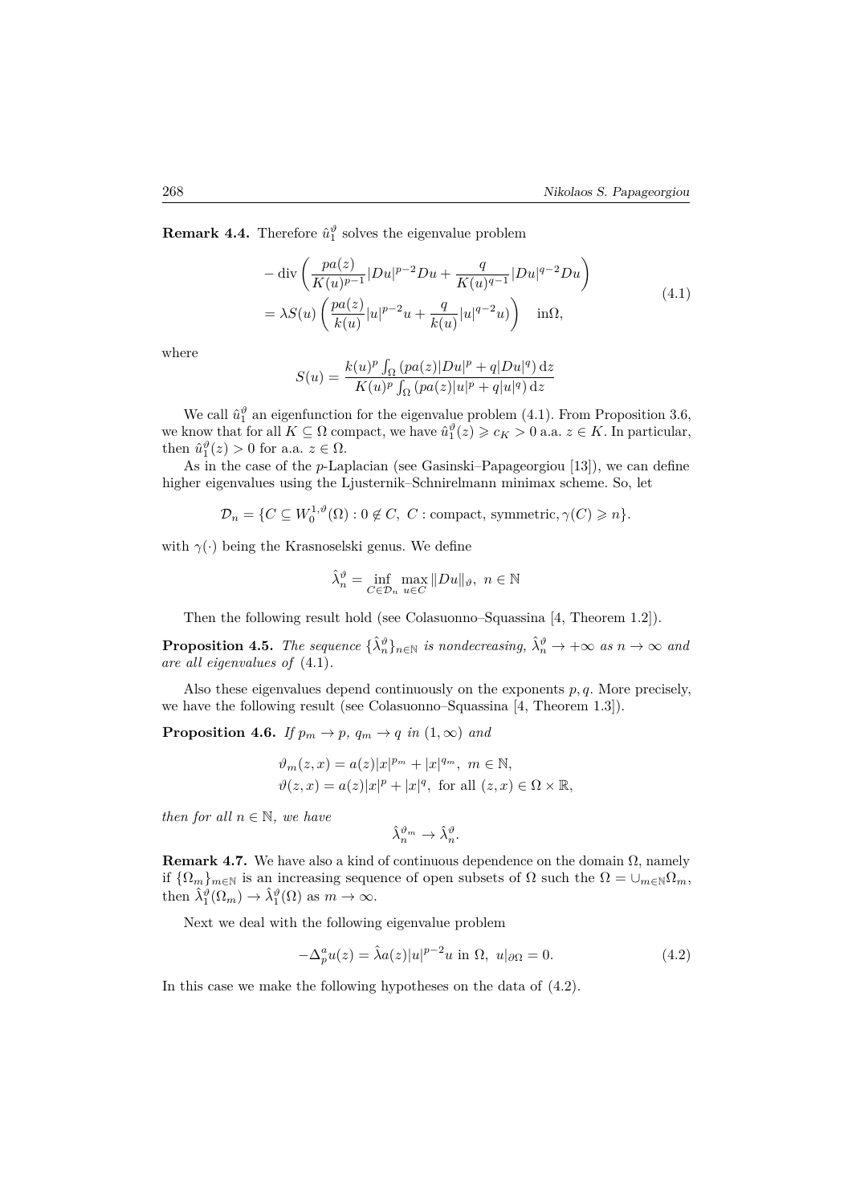**Remark 4.4.** Therefore $\hat{u}_1^\vartheta$ solves the eigenvalue problem

$$
\begin{aligned}
&-\operatorname{div}\left(\frac{pa(z)}{K(u)^{p-1}}|Du|^{p-2}Du + \frac{q}{K(u)^{q-1}}|Du|^{q-2}Du\right) \\
&= \lambda S(u)\left(\frac{pa(z)}{k(u)}|u|^{p-2}u + \frac{q}{k(u)}|u|^{q-2}u\right) \quad \text{in}\Omega,
\end{aligned}
\tag{4.1}
$$

where

$$
S(u) = \frac{k(u)^p \int_\Omega (pa(z)|Du|^p + q|Du|^q)\,\mathrm{d}z}{K(u)^p \int_\Omega (pa(z)|u|^p + q|u|^q)\,\mathrm{d}z}
$$

We call $\hat{u}_1^\vartheta$ an eigenfunction for the eigenvalue problem (4.1). From Proposition 3.6, we know that for all $K \subseteq \Omega$ compact, we have $\hat{u}_1^\vartheta(z) \geqslant c_K > 0$ a.a. $z \in K$. In particular, then $\hat{u}_1^\vartheta(z) > 0$ for a.a. $z \in \Omega$.

As in the case of the $p$-Laplacian (see Gasinski–Papageorgiou [13]), we can define higher eigenvalues using the Ljusternik–Schnirelmann minimax scheme. So, let

$$
\mathcal{D}_n = \{C \subseteq W_0^{1,\vartheta}(\Omega) : 0 \notin C,\ C : \text{compact, symmetric}, \gamma(C) \geqslant n\}.
$$

with $\gamma(\cdot)$ being the Krasnoselski genus. We define

$$
\hat{\lambda}_n^\vartheta = \inf_{C \in \mathcal{D}_n} \max_{u \in C} \|Du\|_\vartheta,\ n \in \mathbb{N}
$$

Then the following result hold (see Colasuonno–Squassina [4, Theorem 1.2]).

**Proposition 4.5.** *The sequence $\{\hat{\lambda}_n^\vartheta\}_{n\in\mathbb{N}}$ is nondecreasing, $\hat{\lambda}_n^\vartheta \to +\infty$ as $n \to \infty$ and are all eigenvalues of* (4.1).

Also these eigenvalues depend continuously on the exponents $p, q$. More precisely, we have the following result (see Colasuonno–Squassina [4, Theorem 1.3]).

**Proposition 4.6.** *If $p_m \to p$, $q_m \to q$ in $(1,\infty)$ and*

$$
\begin{aligned}
&\vartheta_m(z,x) = a(z)|x|^{p_m} + |x|^{q_m},\ m \in \mathbb{N}, \\
&\vartheta(z,x) = a(z)|x|^p + |x|^q,\ \text{for all } (z,x) \in \Omega \times \mathbb{R},
\end{aligned}
$$

*then for all $n \in \mathbb{N}$, we have*

$$
\hat{\lambda}_n^{\vartheta_m} \to \hat{\lambda}_n^\vartheta.
$$

**Remark 4.7.** We have also a kind of continuous dependence on the domain $\Omega$, namely if $\{\Omega_m\}_{m\in\mathbb{N}}$ is an increasing sequence of open subsets of $\Omega$ such the $\Omega = \cup_{m\in\mathbb{N}}\Omega_m$, then $\hat{\lambda}_1^\vartheta(\Omega_m) \to \hat{\lambda}_1^\vartheta(\Omega)$ as $m \to \infty$.

Next we deal with the following eigenvalue problem

$$
-\Delta_p^a u(z) = \hat{\lambda} a(z)|u|^{p-2}u \text{ in } \Omega,\ u|_{\partial\Omega} = 0. \tag{4.2}
$$

In this case we make the following hypotheses on the data of (4.2).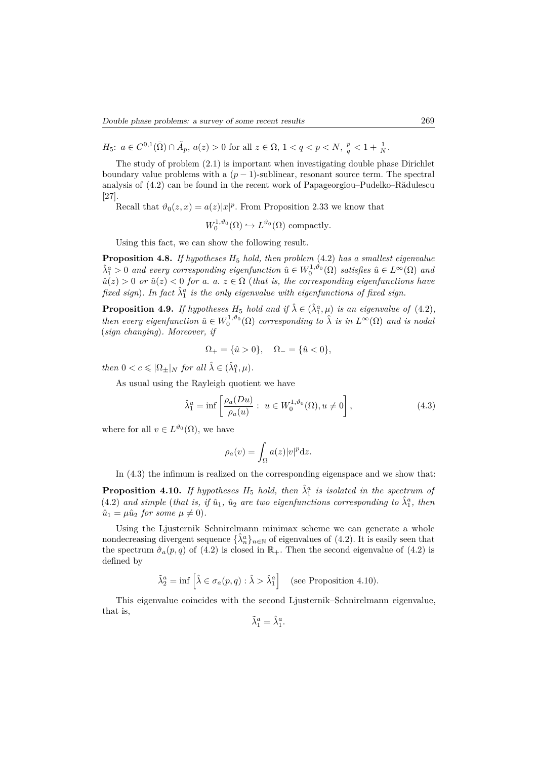$H_5$: $a \in C^{0,1}(\bar{\Omega}) \cap \tilde{A}_p$, $a(z) > 0$ for all $z \in \Omega$, $1 < q < p < N$, $\frac{p}{q} < 1 + \frac{1}{N}$.

The study of problem (2.1) is important when investigating double phase Dirichlet boundary value problems with a $(p-1)$-sublinear, resonant source term. The spectral analysis of (4.2) can be found in the recent work of Papageorgiou–Pudelko–Rădulescu [27].

Recall that $\vartheta_0(z,x) = a(z)|x|^p$. From Proposition 2.33 we know that

$$W_0^{1,\vartheta_0}(\Omega) \hookrightarrow L^{\vartheta_0}(\Omega) \text{ compactly.}$$

Using this fact, we can show the following result.

**Proposition 4.8.** *If hypotheses $H_5$ hold, then problem* (4.2) *has a smallest eigenvalue $\hat{\lambda}_1^a > 0$ and every corresponding eigenfunction $\hat{u} \in W_0^{1,\vartheta_0}(\Omega)$ satisfies $\hat{u} \in L^\infty(\Omega)$ and $\hat{u}(z) > 0$ or $\hat{u}(z) < 0$ for a. a. $z \in \Omega$ (that is, the corresponding eigenfunctions have fixed sign). In fact $\hat{\lambda}_1^a$ is the only eigenvalue with eigenfunctions of fixed sign.*

**Proposition 4.9.** *If hypotheses $H_5$ hold and if $\hat{\lambda} \in (\hat{\lambda}_1^a, \mu)$ is an eigenvalue of* (4.2)*, then every eigenfunction $\hat{u} \in W_0^{1,\vartheta_0}(\Omega)$ corresponding to $\hat{\lambda}$ is in $L^\infty(\Omega)$ and is nodal (sign changing). Moreover, if*

$$\Omega_+ = \{\hat{u} > 0\}, \quad \Omega_- = \{\hat{u} < 0\},$$

*then $0 < c \leqslant |\Omega_\pm|_N$ for all $\hat{\lambda} \in (\hat{\lambda}_1^a, \mu)$.*

As usual using the Rayleigh quotient we have

$$\hat{\lambda}_1^a = \inf \left[ \frac{\rho_a(Du)}{\rho_a(u)} : \; u \in W_0^{1,\vartheta_0}(\Omega), u \neq 0 \right], \tag{4.3}$$

where for all $v \in L^{\vartheta_0}(\Omega)$, we have

$$\rho_a(v) = \int_\Omega a(z)|v|^p \mathrm{d}z.$$

In (4.3) the infimum is realized on the corresponding eigenspace and we show that:

**Proposition 4.10.** *If hypotheses $H_5$ hold, then $\hat{\lambda}_1^a$ is isolated in the spectrum of* (4.2) *and simple (that is, if $\hat{u}_1$, $\hat{u}_2$ are two eigenfunctions corresponding to $\hat{\lambda}_1^a$, then $\hat{u}_1 = \mu \hat{u}_2$ for some $\mu \neq 0$).*

Using the Ljusternik–Schnirelmann minimax scheme we can generate a whole nondecreasing divergent sequence $\{\hat{\lambda}_n^a\}_{n \in \mathbb{N}}$ of eigenvalues of (4.2). It is easily seen that the spectrum $\hat{\sigma}_a(p,q)$ of (4.2) is closed in $\mathbb{R}_+$. Then the second eigenvalue of (4.2) is defined by

$$\tilde{\lambda}_2^a = \inf \left[ \hat{\lambda} \in \sigma_a(p,q) : \hat{\lambda} > \hat{\lambda}_1^a \right] \quad \text{(see Proposition 4.10).}$$

This eigenvalue coincides with the second Ljusternik–Schnirelmann eigenvalue, that is,

$$\tilde{\lambda}_1^a = \hat{\lambda}_1^a.$$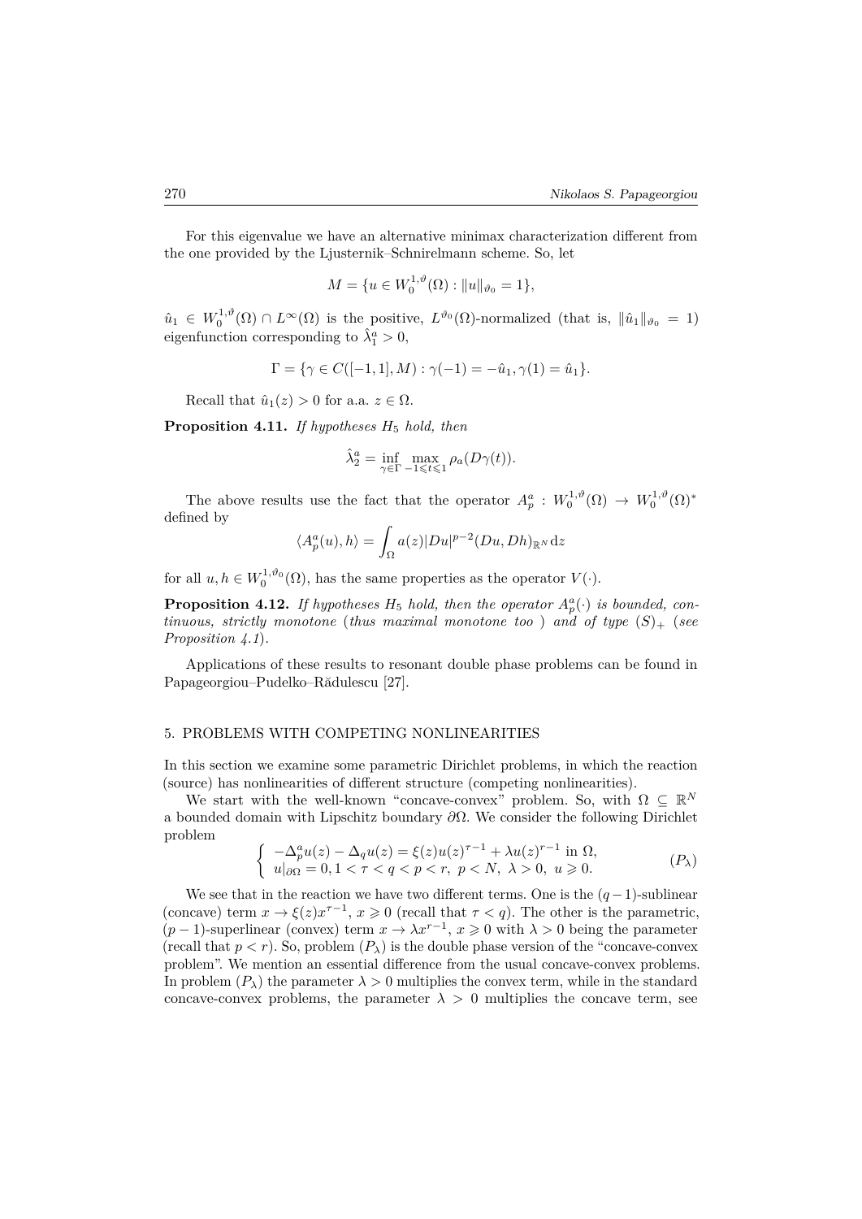For this eigenvalue we have an alternative minimax characterization different from the one provided by the Ljusternik–Schnirelmann scheme. So, let

$$M = \{u \in W_0^{1,\vartheta}(\Omega) : \|u\|_{\vartheta_0} = 1\},$$

$\hat{u}_1 \in W_0^{1,\vartheta}(\Omega) \cap L^\infty(\Omega)$ is the positive, $L^{\vartheta_0}(\Omega)$-normalized (that is, $\|\hat{u}_1\|_{\vartheta_0} = 1$) eigenfunction corresponding to $\hat{\lambda}_1^a > 0$,

$$\Gamma = \{\gamma \in C([-1,1], M) : \gamma(-1) = -\hat{u}_1, \gamma(1) = \hat{u}_1\}.$$

Recall that $\hat{u}_1(z) > 0$ for a.a. $z \in \Omega$.

**Proposition 4.11.** *If hypotheses $H_5$ hold, then*

$$\hat{\lambda}_2^a = \inf_{\gamma\in\Gamma} \max_{-1\leqslant t\leqslant 1} \rho_a(D\gamma(t)).$$

The above results use the fact that the operator $A_p^a : W_0^{1,\vartheta}(\Omega) \to W_0^{1,\vartheta}(\Omega)^*$ defined by

$$\langle A_p^a(u), h\rangle = \int_\Omega a(z)|Du|^{p-2}(Du, Dh)_{\mathbb{R}^N} \mathrm{d}z$$

for all $u, h \in W_0^{1,\vartheta_0}(\Omega)$, has the same properties as the operator $V(\cdot)$.

**Proposition 4.12.** *If hypotheses $H_5$ hold, then the operator $A_p^a(\cdot)$ is bounded, continuous, strictly monotone* (*thus maximal monotone too* ) *and of type $(S)_+$* (*see Proposition 4.1*).

Applications of these results to resonant double phase problems can be found in Papageorgiou–Pudelko–Rădulescu [27].

## 5. PROBLEMS WITH COMPETING NONLINEARITIES

In this section we examine some parametric Dirichlet problems, in which the reaction (source) has nonlinearities of different structure (competing nonlinearities).

We start with the well-known "concave-convex" problem. So, with $\Omega \subseteq \mathbb{R}^N$ a bounded domain with Lipschitz boundary $\partial\Omega$. We consider the following Dirichlet problem

$$\begin{cases} -\Delta_p^a u(z) - \Delta_q u(z) = \xi(z)u(z)^{\tau-1} + \lambda u(z)^{r-1} \text{ in } \Omega, \\ u|_{\partial\Omega} = 0, 1 < \tau < q < p < r,\ p < N,\ \lambda > 0,\ u \geqslant 0. \end{cases} \tag{$P_\lambda$}$$

We see that in the reaction we have two different terms. One is the $(q-1)$-sublinear (concave) term $x \to \xi(z)x^{\tau-1}$, $x \geqslant 0$ (recall that $\tau < q$). The other is the parametric, $(p-1)$-superlinear (convex) term $x \to \lambda x^{r-1}$, $x \geqslant 0$ with $\lambda > 0$ being the parameter (recall that $p < r$). So, problem $(P_\lambda)$ is the double phase version of the "concave-convex problem". We mention an essential difference from the usual concave-convex problems. In problem $(P_\lambda)$ the parameter $\lambda > 0$ multiplies the convex term, while in the standard concave-convex problems, the parameter $\lambda > 0$ multiplies the concave term, see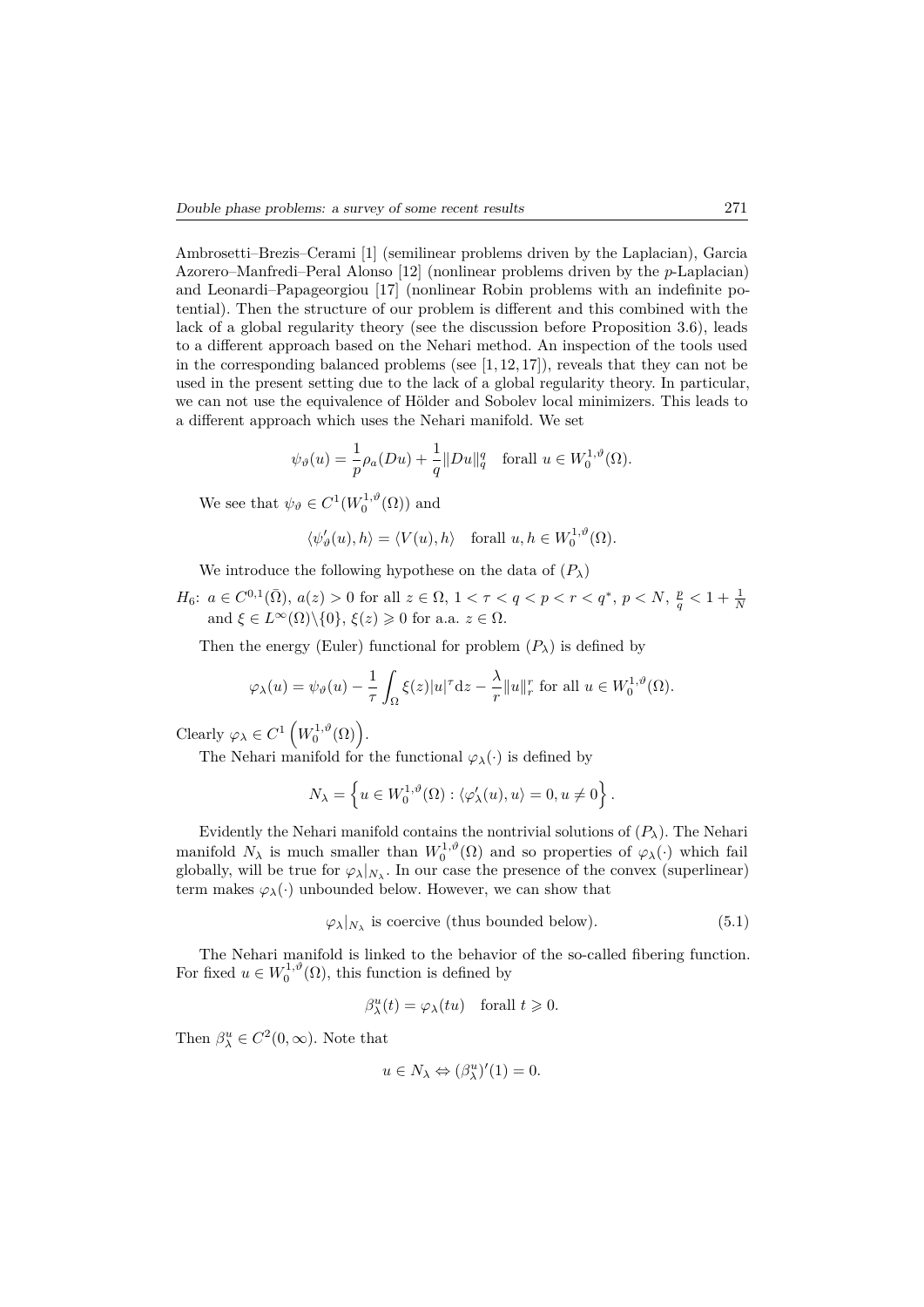Ambrosetti–Brezis–Cerami [1] (semilinear problems driven by the Laplacian), Garcia Azorero–Manfredi–Peral Alonso [12] (nonlinear problems driven by the $p$-Laplacian) and Leonardi–Papageorgiou [17] (nonlinear Robin problems with an indefinite potential). Then the structure of our problem is different and this combined with the lack of a global regularity theory (see the discussion before Proposition 3.6), leads to a different approach based on the Nehari method. An inspection of the tools used in the corresponding balanced problems (see [1, 12, 17]), reveals that they can not be used in the present setting due to the lack of a global regularity theory. In particular, we can not use the equivalence of Hölder and Sobolev local minimizers. This leads to a different approach which uses the Nehari manifold. We set

$$\psi_\vartheta(u) = \frac{1}{p}\rho_a(Du) + \frac{1}{q}\|Du\|_q^q \quad \text{forall } u \in W_0^{1,\vartheta}(\Omega).$$

We see that $\psi_\vartheta \in C^1(W_0^{1,\vartheta}(\Omega))$ and

$$\langle \psi_\vartheta'(u), h\rangle = \langle V(u), h\rangle \quad \text{forall } u, h \in W_0^{1,\vartheta}(\Omega).$$

We introduce the following hypothese on the data of $(P_\lambda)$

$H_6$: $a \in C^{0,1}(\bar{\Omega})$, $a(z) > 0$ for all $z \in \Omega$, $1 < \tau < q < p < r < q^*$, $p < N$, $\frac{p}{q} < 1 + \frac{1}{N}$ and $\xi \in L^\infty(\Omega)\backslash\{0\}$, $\xi(z) \geqslant 0$ for a.a. $z \in \Omega$.

Then the energy (Euler) functional for problem $(P_\lambda)$ is defined by

$$\varphi_\lambda(u) = \psi_\vartheta(u) - \frac{1}{\tau}\int_\Omega \xi(z)|u|^\tau \mathrm{d}z - \frac{\lambda}{r}\|u\|_r^r \text{ for all } u \in W_0^{1,\vartheta}(\Omega).$$

Clearly $\varphi_\lambda \in C^1\left(W_0^{1,\vartheta}(\Omega)\right)$.

The Nehari manifold for the functional $\varphi_\lambda(\cdot)$ is defined by

$$N_\lambda = \left\{u \in W_0^{1,\vartheta}(\Omega) : \langle \varphi_\lambda'(u), u\rangle = 0, u \neq 0\right\}.$$

Evidently the Nehari manifold contains the nontrivial solutions of $(P_\lambda)$. The Nehari manifold $N_\lambda$ is much smaller than $W_0^{1,\vartheta}(\Omega)$ and so properties of $\varphi_\lambda(\cdot)$ which fail globally, will be true for $\varphi_\lambda|_{N_\lambda}$. In our case the presence of the convex (superlinear) term makes $\varphi_\lambda(\cdot)$ unbounded below. However, we can show that

$$\varphi_\lambda|_{N_\lambda} \text{ is coercive (thus bounded below).} \tag{5.1}$$

The Nehari manifold is linked to the behavior of the so-called fibering function. For fixed $u \in W_0^{1,\vartheta}(\Omega)$, this function is defined by

$$\beta_\lambda^u(t) = \varphi_\lambda(tu) \quad \text{forall } t \geqslant 0.$$

Then $\beta_\lambda^u \in C^2(0,\infty)$. Note that

$$u \in N_\lambda \Leftrightarrow (\beta_\lambda^u)'(1) = 0.$$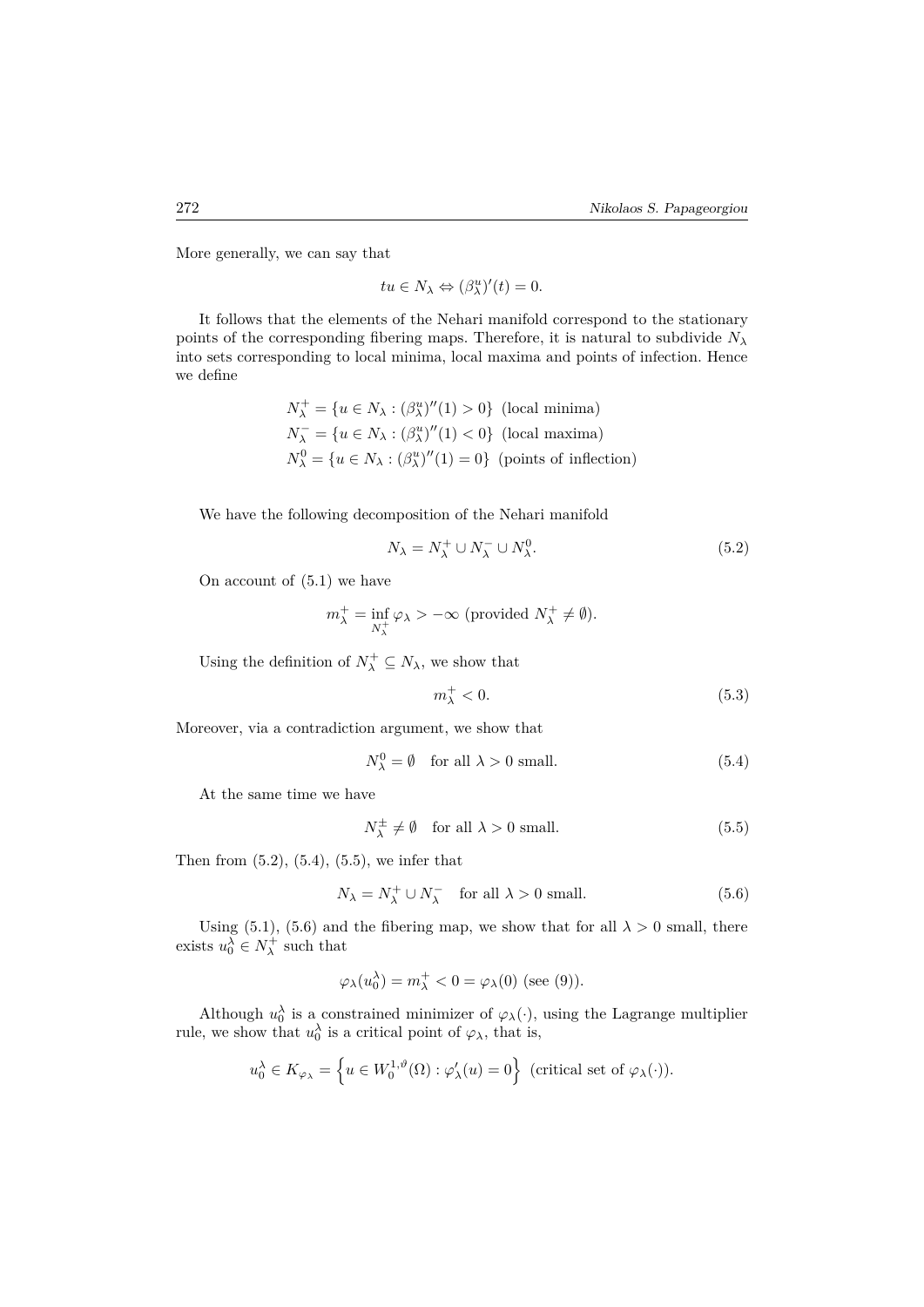More generally, we can say that

$$tu \in N_\lambda \Leftrightarrow (\beta_\lambda^u)'(t) = 0.$$

It follows that the elements of the Nehari manifold correspond to the stationary points of the corresponding fibering maps. Therefore, it is natural to subdivide $N_\lambda$ into sets corresponding to local minima, local maxima and points of infection. Hence we define

$$\begin{aligned}
N_\lambda^+ &= \{u \in N_\lambda : (\beta_\lambda^u)''(1) > 0\} \text{ (local minima)}\\
N_\lambda^- &= \{u \in N_\lambda : (\beta_\lambda^u)''(1) < 0\} \text{ (local maxima)}\\
N_\lambda^0 &= \{u \in N_\lambda : (\beta_\lambda^u)''(1) = 0\} \text{ (points of inflection)}
\end{aligned}$$

We have the following decomposition of the Nehari manifold

$$N_\lambda = N_\lambda^+ \cup N_\lambda^- \cup N_\lambda^0. \tag{5.2}$$

On account of (5.1) we have

$$m_\lambda^+ = \inf_{N_\lambda^+} \varphi_\lambda > -\infty \text{ (provided } N_\lambda^+ \neq \emptyset).$$

Using the definition of $N_\lambda^+ \subseteq N_\lambda$, we show that

$$m_\lambda^+ < 0. \tag{5.3}$$

Moreover, via a contradiction argument, we show that

$$N_\lambda^0 = \emptyset \quad \text{for all } \lambda > 0 \text{ small.} \tag{5.4}$$

At the same time we have

$$N_\lambda^\pm \neq \emptyset \quad \text{for all } \lambda > 0 \text{ small.} \tag{5.5}$$

Then from (5.2), (5.4), (5.5), we infer that

$$N_\lambda = N_\lambda^+ \cup N_\lambda^- \quad \text{for all } \lambda > 0 \text{ small.} \tag{5.6}$$

Using (5.1), (5.6) and the fibering map, we show that for all $\lambda > 0$ small, there exists $u_0^\lambda \in N_\lambda^+$ such that

$$\varphi_\lambda(u_0^\lambda) = m_\lambda^+ < 0 = \varphi_\lambda(0) \text{ (see (9)).}$$

Although $u_0^\lambda$ is a constrained minimizer of $\varphi_\lambda(\cdot)$, using the Lagrange multiplier rule, we show that $u_0^\lambda$ is a critical point of $\varphi_\lambda$, that is,

$$u_0^\lambda \in K_{\varphi_\lambda} = \left\{u \in W_0^{1,\vartheta}(\Omega) : \varphi_\lambda'(u) = 0\right\} \text{ (critical set of } \varphi_\lambda(\cdot)).$$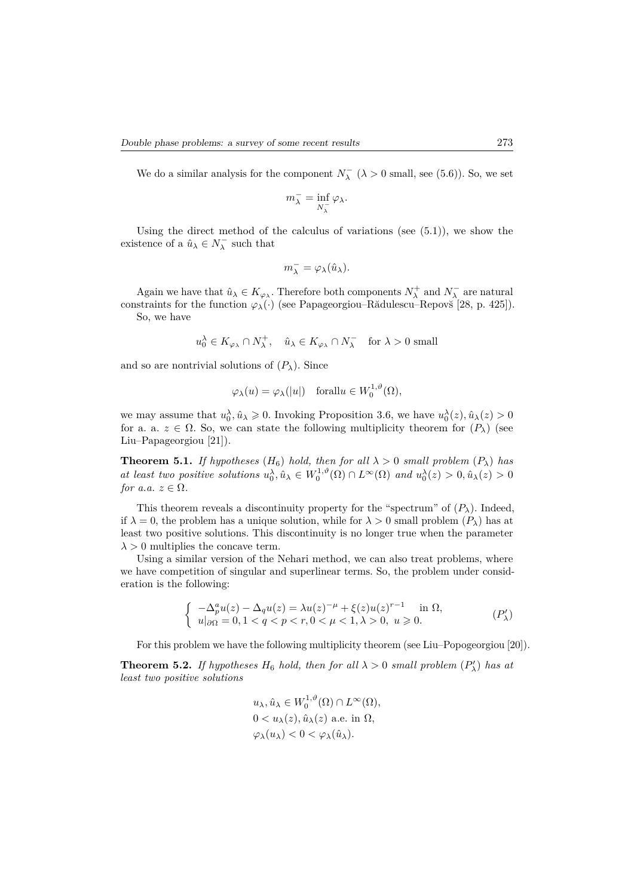We do a similar analysis for the component $N_\lambda^-$ ($\lambda > 0$ small, see (5.6)). So, we set

$$m_\lambda^- = \inf_{N_\lambda^-} \varphi_\lambda.$$

Using the direct method of the calculus of variations (see (5.1)), we show the existence of a $\hat{u}_\lambda \in N_\lambda^-$ such that

$$m_\lambda^- = \varphi_\lambda(\hat{u}_\lambda).$$

Again we have that $\hat{u}_\lambda \in K_{\varphi_\lambda}$. Therefore both components $N_\lambda^+$ and $N_\lambda^-$ are natural constraints for the function $\varphi_\lambda(\cdot)$ (see Papageorgiou–Rădulescu–Repovš [28, p. 425]).

So, we have

$$u_0^\lambda \in K_{\varphi_\lambda} \cap N_\lambda^+, \quad \hat{u}_\lambda \in K_{\varphi_\lambda} \cap N_\lambda^- \quad \text{for } \lambda > 0 \text{ small}$$

and so are nontrivial solutions of $(P_\lambda)$. Since

$$\varphi_\lambda(u) = \varphi_\lambda(|u|) \quad \text{forall} u \in W_0^{1,\vartheta}(\Omega),$$

we may assume that $u_0^\lambda, \hat{u}_\lambda \geqslant 0$. Invoking Proposition 3.6, we have $u_0^\lambda(z), \hat{u}_\lambda(z) > 0$ for a. a. $z \in \Omega$. So, we can state the following multiplicity theorem for $(P_\lambda)$ (see Liu–Papageorgiou [21]).

**Theorem 5.1.** *If hypotheses $(H_6)$ hold, then for all $\lambda > 0$ small problem $(P_\lambda)$ has at least two positive solutions $u_0^\lambda, \hat{u}_\lambda \in W_0^{1,\vartheta}(\Omega) \cap L^\infty(\Omega)$ and $u_0^\lambda(z) > 0, \hat{u}_\lambda(z) > 0$ for a.a. $z \in \Omega$.*

This theorem reveals a discontinuity property for the "spectrum" of $(P_\lambda)$. Indeed, if $\lambda = 0$, the problem has a unique solution, while for $\lambda > 0$ small problem $(P_\lambda)$ has at least two positive solutions. This discontinuity is no longer true when the parameter $\lambda > 0$ multiplies the concave term.

Using a similar version of the Nehari method, we can also treat problems, where we have competition of singular and superlinear terms. So, the problem under consideration is the following:

$$\begin{cases} -\Delta_p^a u(z) - \Delta_q u(z) = \lambda u(z)^{-\mu} + \xi(z) u(z)^{r-1} & \text{in } \Omega, \\ u|_{\partial\Omega} = 0, 1 < q < p < r, 0 < \mu < 1, \lambda > 0, \ u \geqslant 0. \end{cases} \tag{$P_\lambda'$}$$

For this problem we have the following multiplicity theorem (see Liu–Popogeorgiou [20]).

**Theorem 5.2.** *If hypotheses $H_6$ hold, then for all $\lambda > 0$ small problem $(P_\lambda')$ has at least two positive solutions*

$$u_\lambda, \hat{u}_\lambda \in W_0^{1,\vartheta}(\Omega) \cap L^\infty(\Omega),$$
$$0 < u_\lambda(z), \hat{u}_\lambda(z) \text{ a.e. in } \Omega,$$
$$\varphi_\lambda(u_\lambda) < 0 < \varphi_\lambda(\hat{u}_\lambda).$$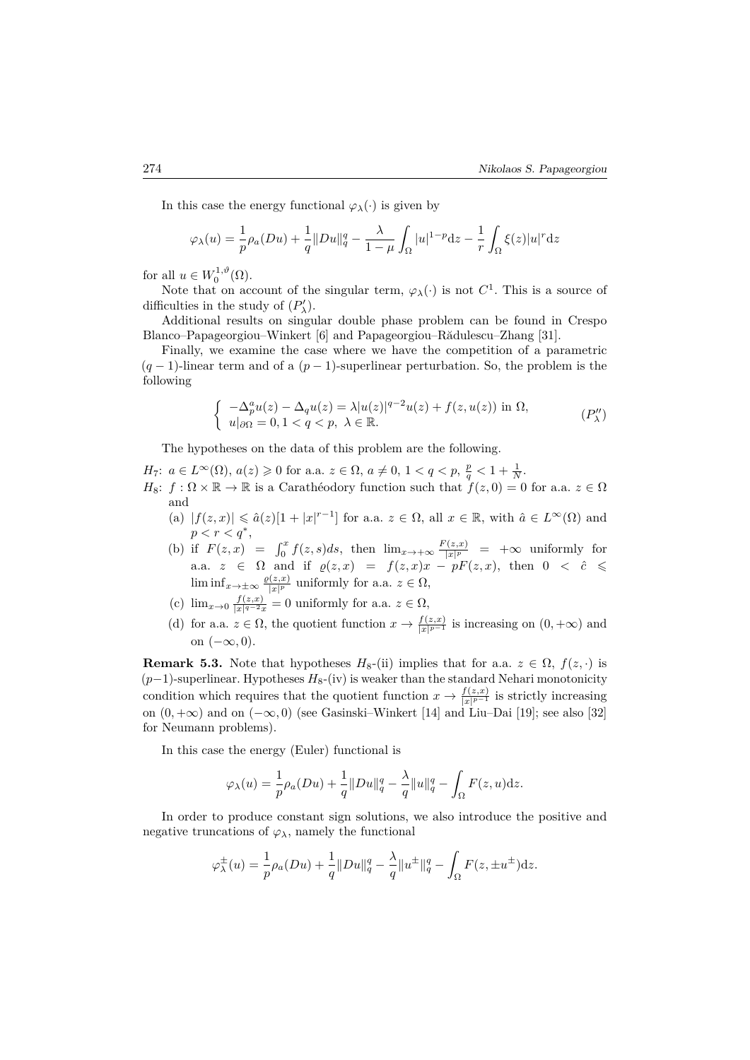In this case the energy functional $\varphi_\lambda(\cdot)$ is given by

$$\varphi_\lambda(u) = \frac{1}{p}\rho_a(Du) + \frac{1}{q}\|Du\|_q^q - \frac{\lambda}{1-\mu}\int_\Omega |u|^{1-p}\mathrm{d}z - \frac{1}{r}\int_\Omega \xi(z)|u|^r\mathrm{d}z$$

for all $u \in W_0^{1,\vartheta}(\Omega)$.

Note that on account of the singular term, $\varphi_\lambda(\cdot)$ is not $C^1$. This is a source of difficulties in the study of $(P'_\lambda)$.

Additional results on singular double phase problem can be found in Crespo Blanco–Papageorgiou–Winkert [6] and Papageorgiou–Rădulescu–Zhang [31].

Finally, we examine the case where we have the competition of a parametric $(q-1)$-linear term and of a $(p-1)$-superlinear perturbation. So, the problem is the following

$$\begin{cases} -\Delta_p^a u(z) - \Delta_q u(z) = \lambda|u(z)|^{q-2}u(z) + f(z,u(z)) \text{ in } \Omega, \\ u|_{\partial\Omega} = 0, 1 < q < p, \ \lambda \in \mathbb{R}. \end{cases} \qquad (P''_\lambda)$$

The hypotheses on the data of this problem are the following.

$H_7$: $a \in L^\infty(\Omega)$, $a(z) \geqslant 0$ for a.a. $z \in \Omega$, $a \neq 0$, $1 < q < p$, $\frac{p}{q} < 1 + \frac{1}{N}$.

$H_8$: $f : \Omega \times \mathbb{R} \to \mathbb{R}$ is a Carathéodory function such that $f(z,0) = 0$ for a.a. $z \in \Omega$ and

- (a) $|f(z,x)| \leqslant \hat{a}(z)[1 + |x|^{r-1}]$ for a.a. $z \in \Omega$, all $x \in \mathbb{R}$, with $\hat{a} \in L^\infty(\Omega)$ and $p < r < q^*$,
- (b) if $F(z,x) = \int_0^x f(z,s)ds$, then $\lim_{x\to+\infty} \frac{F(z,x)}{|x|^p} = +\infty$ uniformly for a.a. $z \in \Omega$ and if $\varrho(z,x) = f(z,x)x - pF(z,x)$, then $0 < \hat{c} \leqslant \liminf_{x\to\pm\infty} \frac{\varrho(z,x)}{|x|^p}$ uniformly for a.a. $z \in \Omega$,
- (c) $\lim_{x\to 0} \frac{f(z,x)}{|x|^{q-2}x} = 0$ uniformly for a.a. $z \in \Omega$,
- (d) for a.a. $z \in \Omega$, the quotient function $x \to \frac{f(z,x)}{|x|^{p-1}}$ is increasing on $(0,+\infty)$ and on $(-\infty,0)$.

**Remark 5.3.** Note that hypotheses $H_8$-(ii) implies that for a.a. $z \in \Omega$, $f(z,\cdot)$ is $(p-1)$-superlinear. Hypotheses $H_8$-(iv) is weaker than the standard Nehari monotonicity condition which requires that the quotient function $x \to \frac{f(z,x)}{|x|^{p-1}}$ is strictly increasing on $(0,+\infty)$ and on $(-\infty,0)$ (see Gasinski–Winkert [14] and Liu–Dai [19]; see also [32] for Neumann problems).

In this case the energy (Euler) functional is

$$\varphi_\lambda(u) = \frac{1}{p}\rho_a(Du) + \frac{1}{q}\|Du\|_q^q - \frac{\lambda}{q}\|u\|_q^q - \int_\Omega F(z,u)\mathrm{d}z.$$

In order to produce constant sign solutions, we also introduce the positive and negative truncations of $\varphi_\lambda$, namely the functional

$$\varphi_\lambda^\pm(u) = \frac{1}{p}\rho_a(Du) + \frac{1}{q}\|Du\|_q^q - \frac{\lambda}{q}\|u^\pm\|_q^q - \int_\Omega F(z,\pm u^\pm)\mathrm{d}z.$$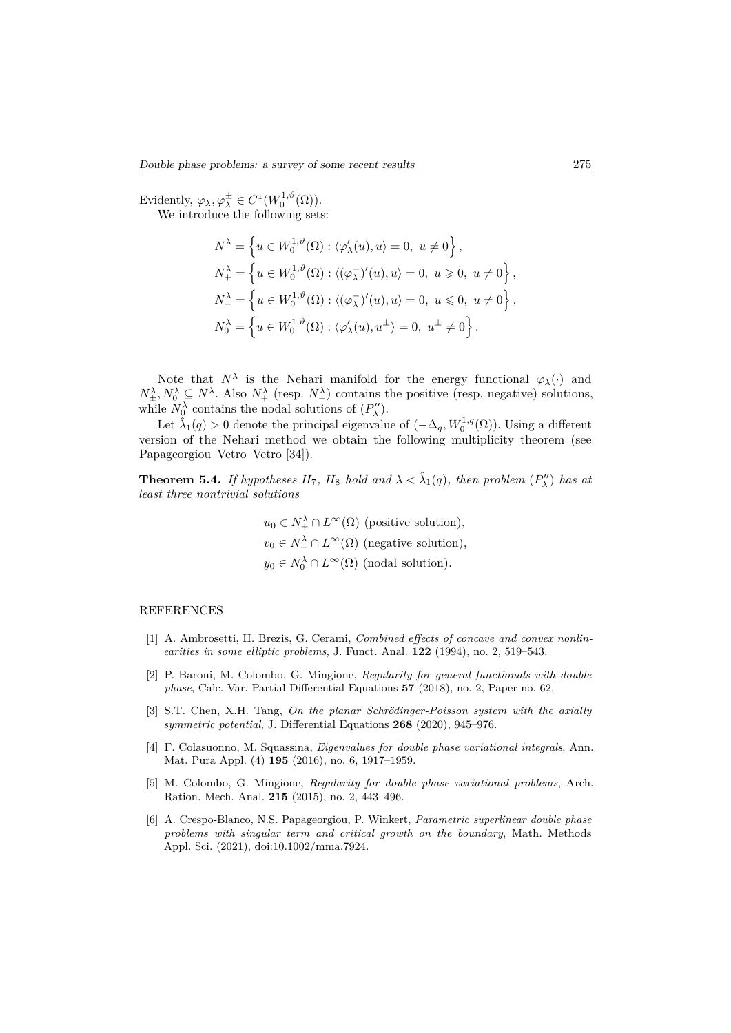Evidently, $\varphi_\lambda, \varphi_\lambda^\pm \in C^1(W_0^{1,\vartheta}(\Omega))$.

We introduce the following sets:

$$
\begin{aligned}
N^\lambda &= \left\{ u \in W_0^{1,\vartheta}(\Omega) : \langle \varphi_\lambda'(u), u \rangle = 0,\ u \neq 0 \right\}, \\
N_+^\lambda &= \left\{ u \in W_0^{1,\vartheta}(\Omega) : \langle (\varphi_\lambda^+)'(u), u \rangle = 0,\ u \geqslant 0,\ u \neq 0 \right\}, \\
N_-^\lambda &= \left\{ u \in W_0^{1,\vartheta}(\Omega) : \langle (\varphi_\lambda^-)'(u), u \rangle = 0,\ u \leqslant 0,\ u \neq 0 \right\}, \\
N_0^\lambda &= \left\{ u \in W_0^{1,\vartheta}(\Omega) : \langle \varphi_\lambda'(u), u^\pm \rangle = 0,\ u^\pm \neq 0 \right\}.
\end{aligned}
$$

Note that $N^\lambda$ is the Nehari manifold for the energy functional $\varphi_\lambda(\cdot)$ and $N_\pm^\lambda, N_0^\lambda \subseteq N^\lambda$. Also $N_+^\lambda$ (resp. $N_-^\lambda$) contains the positive (resp. negative) solutions, while $N_0^\lambda$ contains the nodal solutions of $(P_\lambda'')$.

Let $\hat{\lambda}_1(q) > 0$ denote the principal eigenvalue of $(-\Delta_q, W_0^{1,q}(\Omega))$. Using a different version of the Nehari method we obtain the following multiplicity theorem (see Papageorgiou–Vetro–Vetro [34]).

**Theorem 5.4.** *If hypotheses $H_7$, $H_8$ hold and $\lambda < \hat{\lambda}_1(q)$, then problem $(P_\lambda'')$ has at least three nontrivial solutions*

$$
\begin{aligned}
&u_0 \in N_+^\lambda \cap L^\infty(\Omega) \text{ (positive solution)}, \\
&v_0 \in N_-^\lambda \cap L^\infty(\Omega) \text{ (negative solution)}, \\
&y_0 \in N_0^\lambda \cap L^\infty(\Omega) \text{ (nodal solution)}.
\end{aligned}
$$

## REFERENCES

[1] A. Ambrosetti, H. Brezis, G. Cerami, *Combined effects of concave and convex nonlinearities in some elliptic problems*, J. Funct. Anal. **122** (1994), no. 2, 519–543.

[2] P. Baroni, M. Colombo, G. Mingione, *Regularity for general functionals with double phase*, Calc. Var. Partial Differential Equations **57** (2018), no. 2, Paper no. 62.

[3] S.T. Chen, X.H. Tang, *On the planar Schrödinger-Poisson system with the axially symmetric potential*, J. Differential Equations **268** (2020), 945–976.

[4] F. Colasuonno, M. Squassina, *Eigenvalues for double phase variational integrals*, Ann. Mat. Pura Appl. (4) **195** (2016), no. 6, 1917–1959.

[5] M. Colombo, G. Mingione, *Regularity for double phase variational problems*, Arch. Ration. Mech. Anal. **215** (2015), no. 2, 443–496.

[6] A. Crespo-Blanco, N.S. Papageorgiou, P. Winkert, *Parametric superlinear double phase problems with singular term and critical growth on the boundary*, Math. Methods Appl. Sci. (2021), doi:10.1002/mma.7924.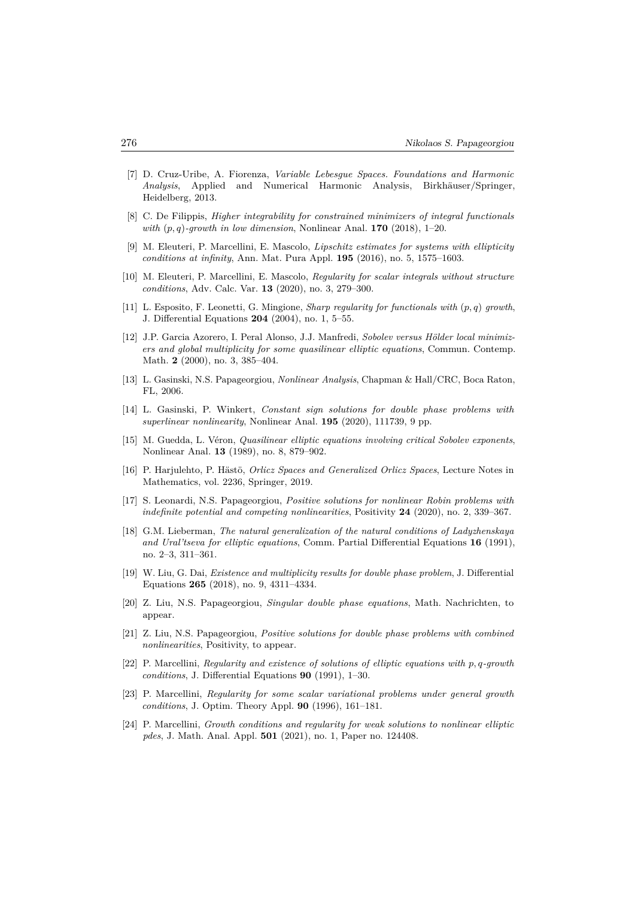[7] D. Cruz-Uribe, A. Fiorenza, *Variable Lebesgue Spaces. Foundations and Harmonic Analysis*, Applied and Numerical Harmonic Analysis, Birkhäuser/Springer, Heidelberg, 2013.

[8] C. De Filippis, *Higher integrability for constrained minimizers of integral functionals with $(p, q)$-growth in low dimension*, Nonlinear Anal. **170** (2018), 1–20.

[9] M. Eleuteri, P. Marcellini, E. Mascolo, *Lipschitz estimates for systems with ellipticity conditions at infinity*, Ann. Mat. Pura Appl. **195** (2016), no. 5, 1575–1603.

[10] M. Eleuteri, P. Marcellini, E. Mascolo, *Regularity for scalar integrals without structure conditions*, Adv. Calc. Var. **13** (2020), no. 3, 279–300.

[11] L. Esposito, F. Leonetti, G. Mingione, *Sharp regularity for functionals with $(p, q)$ growth*, J. Differential Equations **204** (2004), no. 1, 5–55.

[12] J.P. Garcia Azorero, I. Peral Alonso, J.J. Manfredi, *Sobolev versus Hölder local minimizers and global multiplicity for some quasilinear elliptic equations*, Commun. Contemp. Math. **2** (2000), no. 3, 385–404.

[13] L. Gasinski, N.S. Papageorgiou, *Nonlinear Analysis*, Chapman & Hall/CRC, Boca Raton, FL, 2006.

[14] L. Gasinski, P. Winkert, *Constant sign solutions for double phase problems with superlinear nonlinearity*, Nonlinear Anal. **195** (2020), 111739, 9 pp.

[15] M. Guedda, L. Véron, *Quasilinear elliptic equations involving critical Sobolev exponents*, Nonlinear Anal. **13** (1989), no. 8, 879–902.

[16] P. Harjulehto, P. Hästö, *Orlicz Spaces and Generalized Orlicz Spaces*, Lecture Notes in Mathematics, vol. 2236, Springer, 2019.

[17] S. Leonardi, N.S. Papageorgiou, *Positive solutions for nonlinear Robin problems with indefinite potential and competing nonlinearities*, Positivity **24** (2020), no. 2, 339–367.

[18] G.M. Lieberman, *The natural generalization of the natural conditions of Ladyzhenskaya and Ural'tseva for elliptic equations*, Comm. Partial Differential Equations **16** (1991), no. 2–3, 311–361.

[19] W. Liu, G. Dai, *Existence and multiplicity results for double phase problem*, J. Differential Equations **265** (2018), no. 9, 4311–4334.

[20] Z. Liu, N.S. Papageorgiou, *Singular double phase equations*, Math. Nachrichten, to appear.

[21] Z. Liu, N.S. Papageorgiou, *Positive solutions for double phase problems with combined nonlinearities*, Positivity, to appear.

[22] P. Marcellini, *Regularity and existence of solutions of elliptic equations with $p, q$-growth conditions*, J. Differential Equations **90** (1991), 1–30.

[23] P. Marcellini, *Regularity for some scalar variational problems under general growth conditions*, J. Optim. Theory Appl. **90** (1996), 161–181.

[24] P. Marcellini, *Growth conditions and regularity for weak solutions to nonlinear elliptic pdes*, J. Math. Anal. Appl. **501** (2021), no. 1, Paper no. 124408.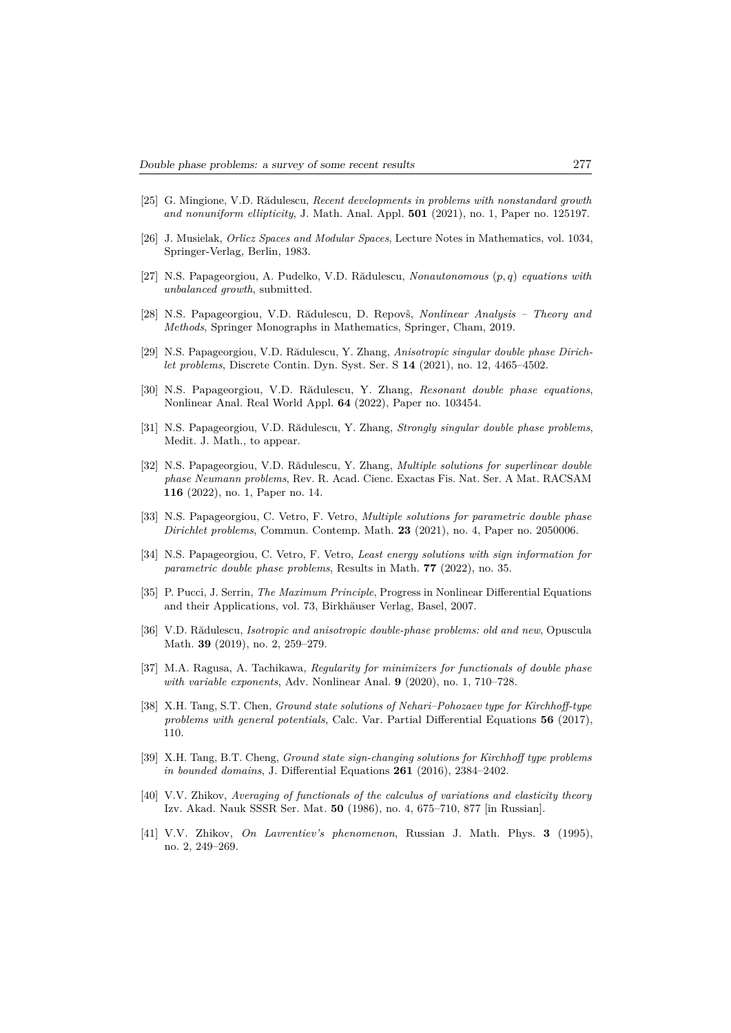[25] G. Mingione, V.D. Rădulescu, *Recent developments in problems with nonstandard growth and nonuniform ellipticity*, J. Math. Anal. Appl. **501** (2021), no. 1, Paper no. 125197.

[26] J. Musielak, *Orlicz Spaces and Modular Spaces*, Lecture Notes in Mathematics, vol. 1034, Springer-Verlag, Berlin, 1983.

[27] N.S. Papageorgiou, A. Pudelko, V.D. Rădulescu, *Nonautonomous $(p, q)$ equations with unbalanced growth*, submitted.

[28] N.S. Papageorgiou, V.D. Rădulescu, D. Repovš, *Nonlinear Analysis – Theory and Methods*, Springer Monographs in Mathematics, Springer, Cham, 2019.

[29] N.S. Papageorgiou, V.D. Rădulescu, Y. Zhang, *Anisotropic singular double phase Dirichlet problems*, Discrete Contin. Dyn. Syst. Ser. S **14** (2021), no. 12, 4465–4502.

[30] N.S. Papageorgiou, V.D. Rădulescu, Y. Zhang, *Resonant double phase equations*, Nonlinear Anal. Real World Appl. **64** (2022), Paper no. 103454.

[31] N.S. Papageorgiou, V.D. Rădulescu, Y. Zhang, *Strongly singular double phase problems*, Medit. J. Math., to appear.

[32] N.S. Papageorgiou, V.D. Rădulescu, Y. Zhang, *Multiple solutions for superlinear double phase Neumann problems*, Rev. R. Acad. Cienc. Exactas Fis. Nat. Ser. A Mat. RACSAM **116** (2022), no. 1, Paper no. 14.

[33] N.S. Papageorgiou, C. Vetro, F. Vetro, *Multiple solutions for parametric double phase Dirichlet problems*, Commun. Contemp. Math. **23** (2021), no. 4, Paper no. 2050006.

[34] N.S. Papageorgiou, C. Vetro, F. Vetro, *Least energy solutions with sign information for parametric double phase problems*, Results in Math. **77** (2022), no. 35.

[35] P. Pucci, J. Serrin, *The Maximum Principle*, Progress in Nonlinear Differential Equations and their Applications, vol. 73, Birkhäuser Verlag, Basel, 2007.

[36] V.D. Rădulescu, *Isotropic and anisotropic double-phase problems: old and new*, Opuscula Math. **39** (2019), no. 2, 259–279.

[37] M.A. Ragusa, A. Tachikawa, *Regularity for minimizers for functionals of double phase with variable exponents*, Adv. Nonlinear Anal. **9** (2020), no. 1, 710–728.

[38] X.H. Tang, S.T. Chen, *Ground state solutions of Nehari–Pohozaev type for Kirchhoff-type problems with general potentials*, Calc. Var. Partial Differential Equations **56** (2017), 110.

[39] X.H. Tang, B.T. Cheng, *Ground state sign-changing solutions for Kirchhoff type problems in bounded domains*, J. Differential Equations **261** (2016), 2384–2402.

[40] V.V. Zhikov, *Averaging of functionals of the calculus of variations and elasticity theory* Izv. Akad. Nauk SSSR Ser. Mat. **50** (1986), no. 4, 675–710, 877 [in Russian].

[41] V.V. Zhikov, *On Lavrentiev's phenomenon*, Russian J. Math. Phys. **3** (1995), no. 2, 249–269.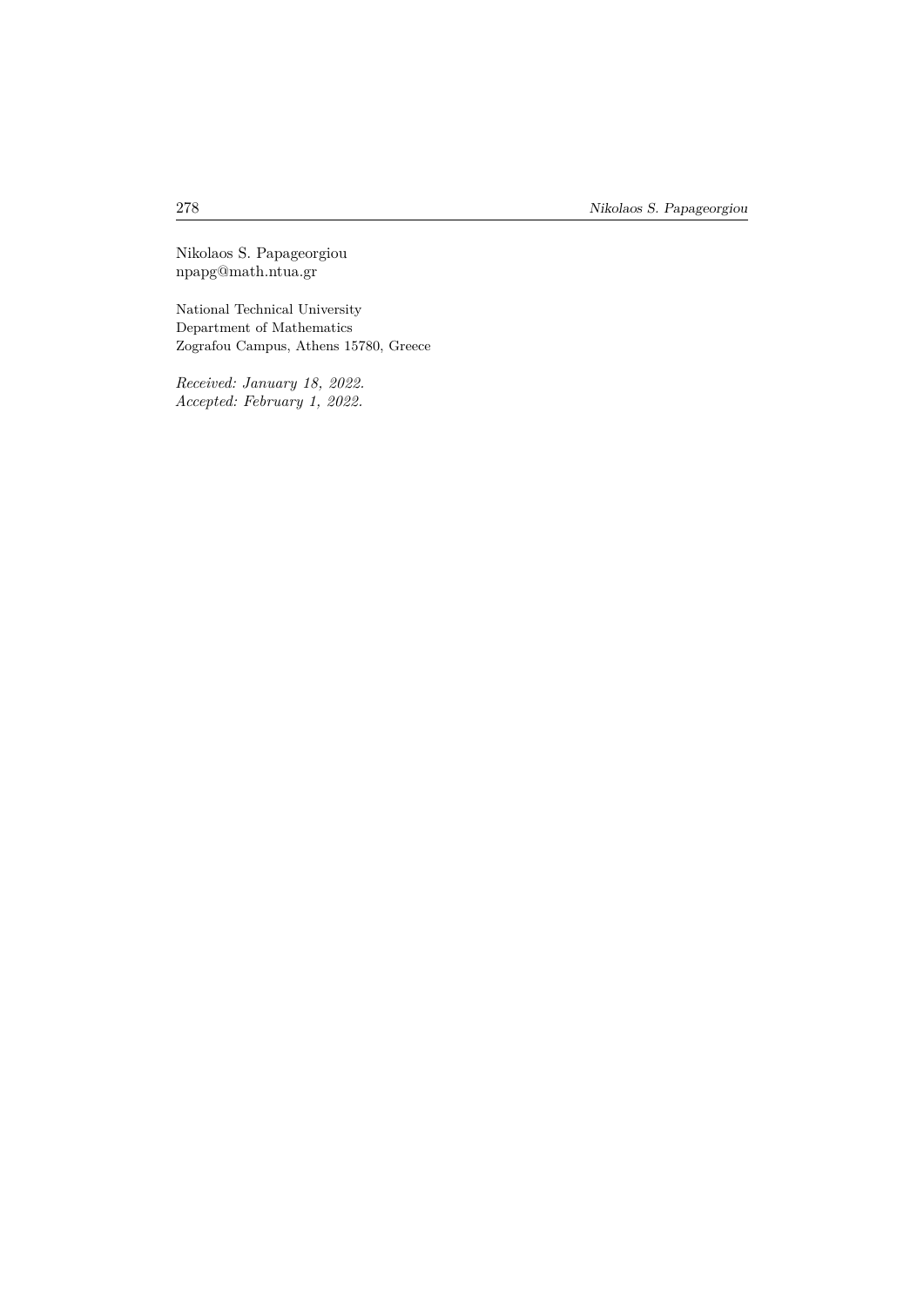Nikolaos S. Papageorgiou
npapg@math.ntua.gr

National Technical University
Department of Mathematics
Zografou Campus, Athens 15780, Greece

*Received: January 18, 2022.*
*Accepted: February 1, 2022.*